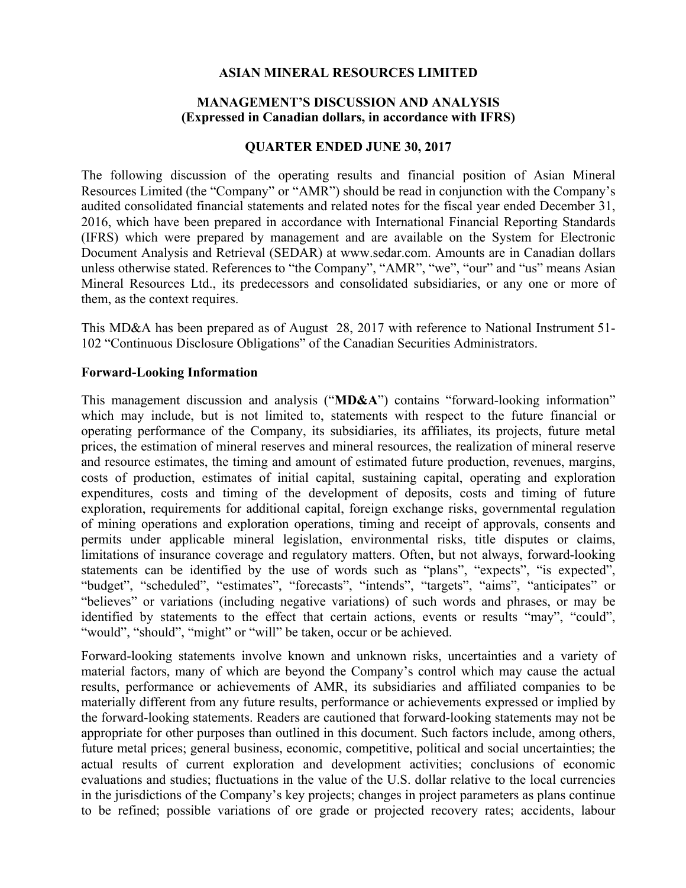# ASIAN MINERAL RESOURCES LIMITED

## MANAGEMENT'S DISCUSSION AND ANALYSIS
**(Expressed in Canadian dollars, in accordance with IFRS)**

**QUARTER ENDED JUNE 30, 2017**

The following discussion of the operating results and financial position of Asian Mineral Resources Limited (the "Company" or "AMR") should be read in conjunction with the Company's audited consolidated financial statements and related notes for the fiscal year ended December 31, 2016, which have been prepared in accordance with International Financial Reporting Standards (IFRS) which were prepared by management and are available on the System for Electronic Document Analysis and Retrieval (SEDAR) at www.sedar.com. Amounts are in Canadian dollars unless otherwise stated. References to "the Company", "AMR", "we", "our" and "us" means Asian Mineral Resources Ltd., its predecessors and consolidated subsidiaries, or any one or more of them, as the context requires.

This MD&A has been prepared as of August 28, 2017 with reference to National Instrument 51-102 "Continuous Disclosure Obligations" of the Canadian Securities Administrators.

### Forward-Looking Information

This management discussion and analysis ("**MD&A**") contains "forward-looking information" which may include, but is not limited to, statements with respect to the future financial or operating performance of the Company, its subsidiaries, its affiliates, its projects, future metal prices, the estimation of mineral reserves and mineral resources, the realization of mineral reserve and resource estimates, the timing and amount of estimated future production, revenues, margins, costs of production, estimates of initial capital, sustaining capital, operating and exploration expenditures, costs and timing of the development of deposits, costs and timing of future exploration, requirements for additional capital, foreign exchange risks, governmental regulation of mining operations and exploration operations, timing and receipt of approvals, consents and permits under applicable mineral legislation, environmental risks, title disputes or claims, limitations of insurance coverage and regulatory matters. Often, but not always, forward-looking statements can be identified by the use of words such as "plans", "expects", "is expected", "budget", "scheduled", "estimates", "forecasts", "intends", "targets", "aims", "anticipates" or "believes" or variations (including negative variations) of such words and phrases, or may be identified by statements to the effect that certain actions, events or results "may", "could", "would", "should", "might" or "will" be taken, occur or be achieved.

Forward-looking statements involve known and unknown risks, uncertainties and a variety of material factors, many of which are beyond the Company's control which may cause the actual results, performance or achievements of AMR, its subsidiaries and affiliated companies to be materially different from any future results, performance or achievements expressed or implied by the forward-looking statements. Readers are cautioned that forward-looking statements may not be appropriate for other purposes than outlined in this document. Such factors include, among others, future metal prices; general business, economic, competitive, political and social uncertainties; the actual results of current exploration and development activities; conclusions of economic evaluations and studies; fluctuations in the value of the U.S. dollar relative to the local currencies in the jurisdictions of the Company's key projects; changes in project parameters as plans continue to be refined; possible variations of ore grade or projected recovery rates; accidents, labour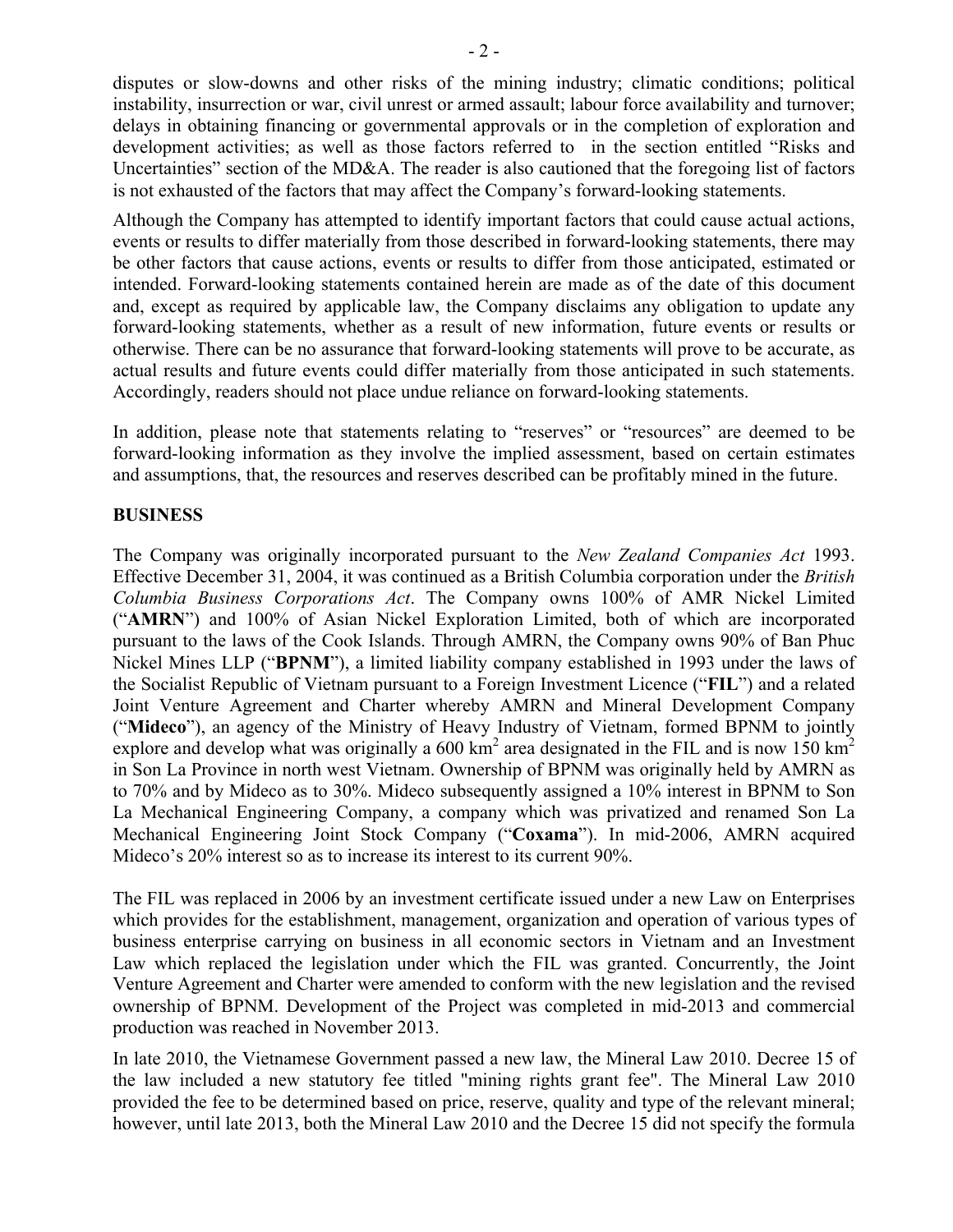disputes or slow-downs and other risks of the mining industry; climatic conditions; political instability, insurrection or war, civil unrest or armed assault; labour force availability and turnover; delays in obtaining financing or governmental approvals or in the completion of exploration and development activities; as well as those factors referred to in the section entitled "Risks and Uncertainties" section of the MD&A. The reader is also cautioned that the foregoing list of factors is not exhausted of the factors that may affect the Company's forward-looking statements.

Although the Company has attempted to identify important factors that could cause actual actions, events or results to differ materially from those described in forward-looking statements, there may be other factors that cause actions, events or results to differ from those anticipated, estimated or intended. Forward-looking statements contained herein are made as of the date of this document and, except as required by applicable law, the Company disclaims any obligation to update any forward-looking statements, whether as a result of new information, future events or results or otherwise. There can be no assurance that forward-looking statements will prove to be accurate, as actual results and future events could differ materially from those anticipated in such statements. Accordingly, readers should not place undue reliance on forward-looking statements.

In addition, please note that statements relating to "reserves" or "resources" are deemed to be forward-looking information as they involve the implied assessment, based on certain estimates and assumptions, that, the resources and reserves described can be profitably mined in the future.

## BUSINESS

The Company was originally incorporated pursuant to the *New Zealand Companies Act* 1993. Effective December 31, 2004, it was continued as a British Columbia corporation under the *British Columbia Business Corporations Act*. The Company owns 100% of AMR Nickel Limited ("**AMRN**") and 100% of Asian Nickel Exploration Limited, both of which are incorporated pursuant to the laws of the Cook Islands. Through AMRN, the Company owns 90% of Ban Phuc Nickel Mines LLP ("**BPNM**"), a limited liability company established in 1993 under the laws of the Socialist Republic of Vietnam pursuant to a Foreign Investment Licence ("**FIL**") and a related Joint Venture Agreement and Charter whereby AMRN and Mineral Development Company ("**Mideco**"), an agency of the Ministry of Heavy Industry of Vietnam, formed BPNM to jointly explore and develop what was originally a 600 km$^2$ area designated in the FIL and is now 150 km$^2$ in Son La Province in north west Vietnam. Ownership of BPNM was originally held by AMRN as to 70% and by Mideco as to 30%. Mideco subsequently assigned a 10% interest in BPNM to Son La Mechanical Engineering Company, a company which was privatized and renamed Son La Mechanical Engineering Joint Stock Company ("**Coxama**"). In mid-2006, AMRN acquired Mideco's 20% interest so as to increase its interest to its current 90%.

The FIL was replaced in 2006 by an investment certificate issued under a new Law on Enterprises which provides for the establishment, management, organization and operation of various types of business enterprise carrying on business in all economic sectors in Vietnam and an Investment Law which replaced the legislation under which the FIL was granted. Concurrently, the Joint Venture Agreement and Charter were amended to conform with the new legislation and the revised ownership of BPNM. Development of the Project was completed in mid-2013 and commercial production was reached in November 2013.

In late 2010, the Vietnamese Government passed a new law, the Mineral Law 2010. Decree 15 of the law included a new statutory fee titled "mining rights grant fee". The Mineral Law 2010 provided the fee to be determined based on price, reserve, quality and type of the relevant mineral; however, until late 2013, both the Mineral Law 2010 and the Decree 15 did not specify the formula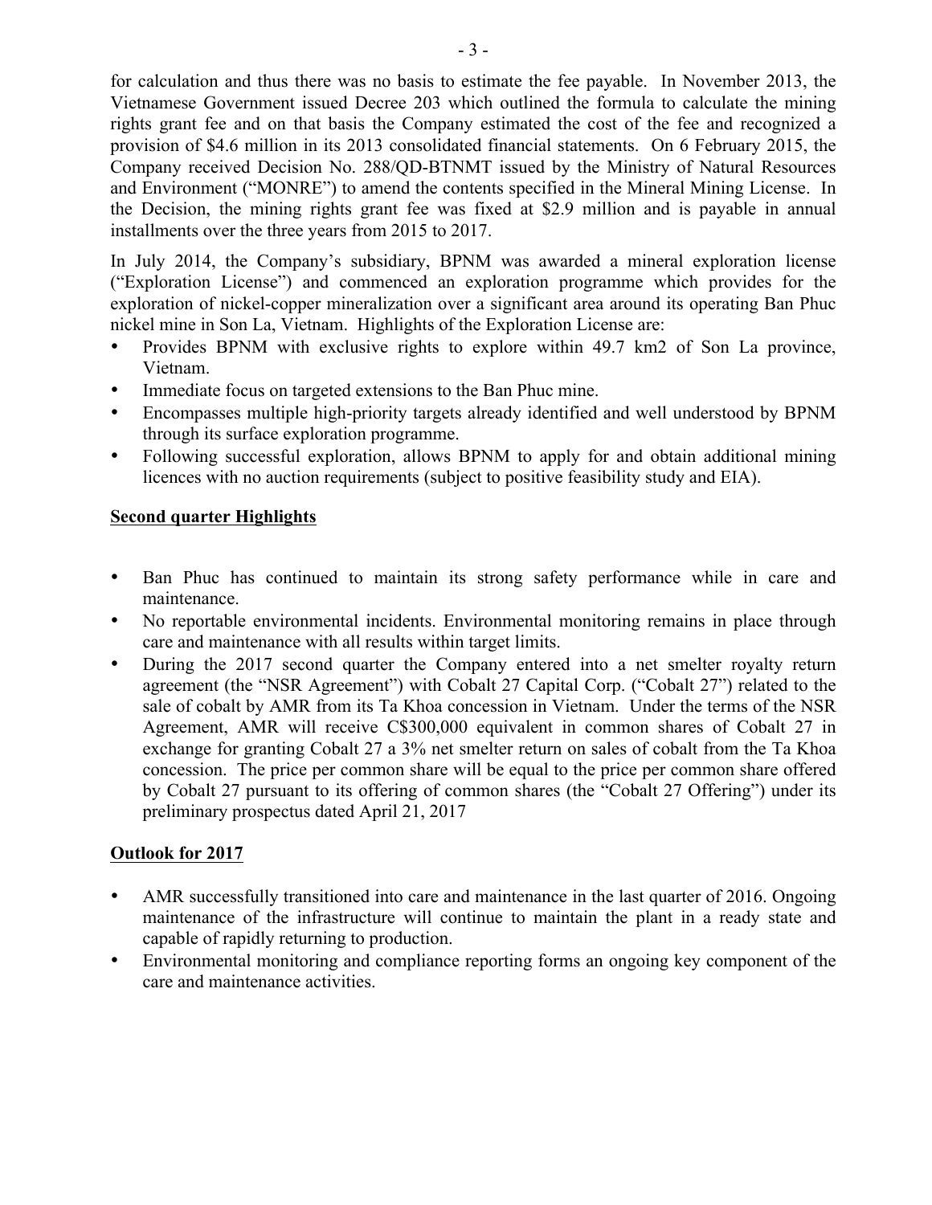for calculation and thus there was no basis to estimate the fee payable. In November 2013, the Vietnamese Government issued Decree 203 which outlined the formula to calculate the mining rights grant fee and on that basis the Company estimated the cost of the fee and recognized a provision of $4.6 million in its 2013 consolidated financial statements. On 6 February 2015, the Company received Decision No. 288/QD-BTNMT issued by the Ministry of Natural Resources and Environment ("MONRE") to amend the contents specified in the Mineral Mining License. In the Decision, the mining rights grant fee was fixed at $2.9 million and is payable in annual installments over the three years from 2015 to 2017.

In July 2014, the Company's subsidiary, BPNM was awarded a mineral exploration license ("Exploration License") and commenced an exploration programme which provides for the exploration of nickel-copper mineralization over a significant area around its operating Ban Phuc nickel mine in Son La, Vietnam. Highlights of the Exploration License are:

- Provides BPNM with exclusive rights to explore within 49.7 km2 of Son La province, Vietnam.
- Immediate focus on targeted extensions to the Ban Phuc mine.
- Encompasses multiple high-priority targets already identified and well understood by BPNM through its surface exploration programme.
- Following successful exploration, allows BPNM to apply for and obtain additional mining licences with no auction requirements (subject to positive feasibility study and EIA).

**Second quarter Highlights**

- Ban Phuc has continued to maintain its strong safety performance while in care and maintenance.
- No reportable environmental incidents. Environmental monitoring remains in place through care and maintenance with all results within target limits.
- During the 2017 second quarter the Company entered into a net smelter royalty return agreement (the "NSR Agreement") with Cobalt 27 Capital Corp. ("Cobalt 27") related to the sale of cobalt by AMR from its Ta Khoa concession in Vietnam. Under the terms of the NSR Agreement, AMR will receive C$300,000 equivalent in common shares of Cobalt 27 in exchange for granting Cobalt 27 a 3% net smelter return on sales of cobalt from the Ta Khoa concession. The price per common share will be equal to the price per common share offered by Cobalt 27 pursuant to its offering of common shares (the "Cobalt 27 Offering") under its preliminary prospectus dated April 21, 2017

**Outlook for 2017**

- AMR successfully transitioned into care and maintenance in the last quarter of 2016. Ongoing maintenance of the infrastructure will continue to maintain the plant in a ready state and capable of rapidly returning to production.
- Environmental monitoring and compliance reporting forms an ongoing key component of the care and maintenance activities.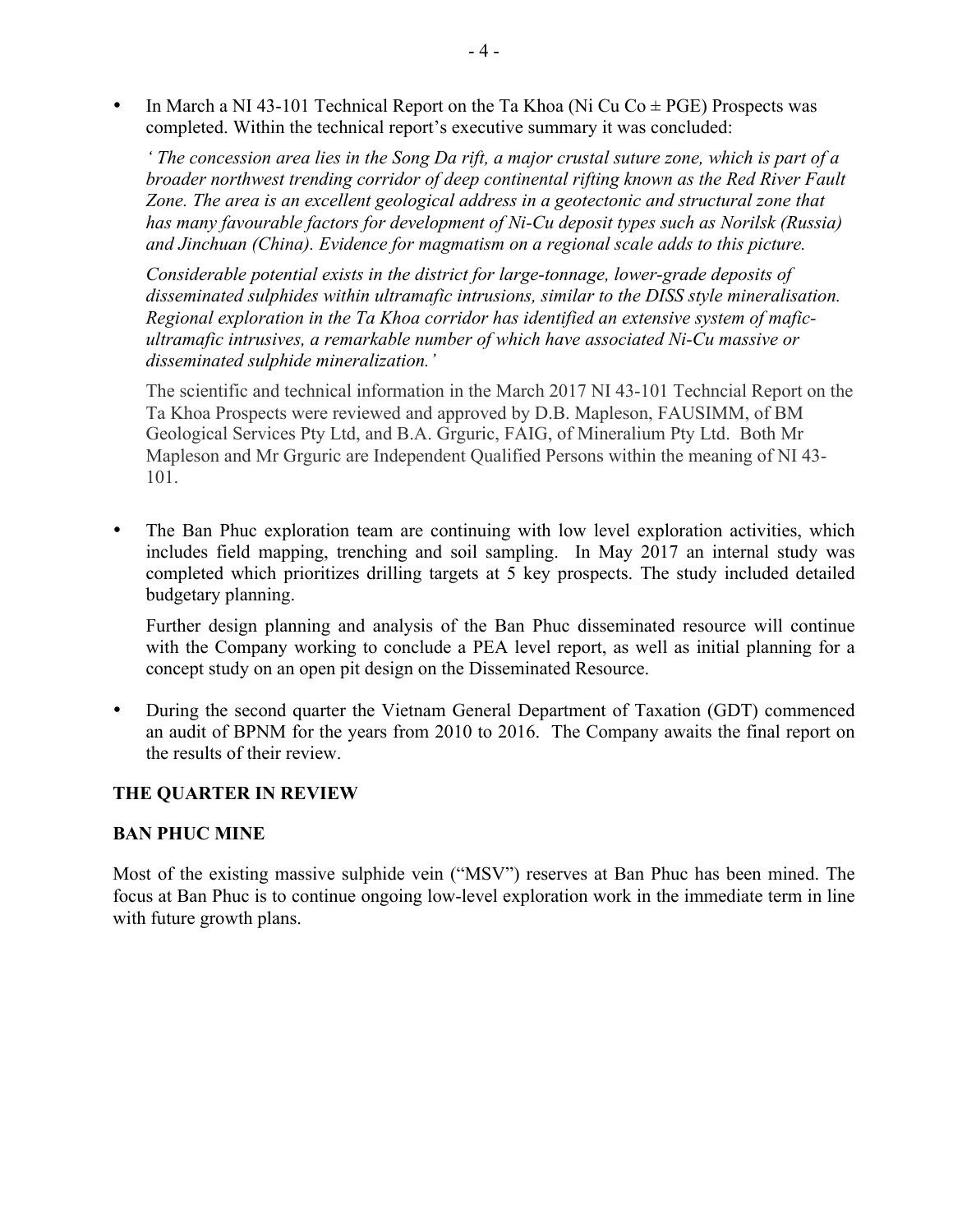- In March a NI 43-101 Technical Report on the Ta Khoa (Ni Cu Co ± PGE) Prospects was completed. Within the technical report's executive summary it was concluded:

  *' The concession area lies in the Song Da rift, a major crustal suture zone, which is part of a broader northwest trending corridor of deep continental rifting known as the Red River Fault Zone. The area is an excellent geological address in a geotectonic and structural zone that has many favourable factors for development of Ni-Cu deposit types such as Norilsk (Russia) and Jinchuan (China). Evidence for magmatism on a regional scale adds to this picture.*

  *Considerable potential exists in the district for large-tonnage, lower-grade deposits of disseminated sulphides within ultramafic intrusions, similar to the DISS style mineralisation. Regional exploration in the Ta Khoa corridor has identified an extensive system of mafic-ultramafic intrusives, a remarkable number of which have associated Ni-Cu massive or disseminated sulphide mineralization.'*

  The scientific and technical information in the March 2017 NI 43-101 Techncial Report on the Ta Khoa Prospects were reviewed and approved by D.B. Mapleson, FAUSIMM, of BM Geological Services Pty Ltd, and B.A. Grguric, FAIG, of Mineralium Pty Ltd. Both Mr Mapleson and Mr Grguric are Independent Qualified Persons within the meaning of NI 43-101.

- The Ban Phuc exploration team are continuing with low level exploration activities, which includes field mapping, trenching and soil sampling. In May 2017 an internal study was completed which prioritizes drilling targets at 5 key prospects. The study included detailed budgetary planning.

  Further design planning and analysis of the Ban Phuc disseminated resource will continue with the Company working to conclude a PEA level report, as well as initial planning for a concept study on an open pit design on the Disseminated Resource.

- During the second quarter the Vietnam General Department of Taxation (GDT) commenced an audit of BPNM for the years from 2010 to 2016. The Company awaits the final report on the results of their review.

## THE QUARTER IN REVIEW

### BAN PHUC MINE

Most of the existing massive sulphide vein ("MSV") reserves at Ban Phuc has been mined. The focus at Ban Phuc is to continue ongoing low-level exploration work in the immediate term in line with future growth plans.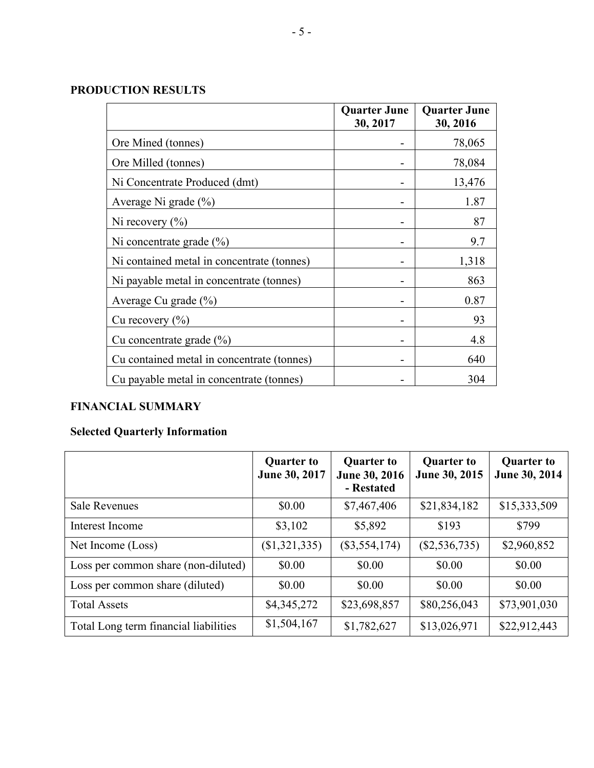## PRODUCTION RESULTS

| | Quarter June 30, 2017 | Quarter June 30, 2016 |
|---|---|---|
| Ore Mined (tonnes) | - | 78,065 |
| Ore Milled (tonnes) | - | 78,084 |
| Ni Concentrate Produced (dmt) | - | 13,476 |
| Average Ni grade (%) | - | 1.87 |
| Ni recovery (%) | - | 87 |
| Ni concentrate grade (%) | - | 9.7 |
| Ni contained metal in concentrate (tonnes) | - | 1,318 |
| Ni payable metal in concentrate (tonnes) | - | 863 |
| Average Cu grade (%) | - | 0.87 |
| Cu recovery (%) | - | 93 |
| Cu concentrate grade (%) | - | 4.8 |
| Cu contained metal in concentrate (tonnes) | - | 640 |
| Cu payable metal in concentrate (tonnes) | - | 304 |

## FINANCIAL SUMMARY

### Selected Quarterly Information

| | Quarter to June 30, 2017 | Quarter to June 30, 2016 - Restated | Quarter to June 30, 2015 | Quarter to June 30, 2014 |
|---|---|---|---|---|
| Sale Revenues | $0.00 | $7,467,406 | $21,834,182 | $15,333,509 |
| Interest Income | $3,102 | $5,892 | $193 | $799 |
| Net Income (Loss) | ($1,321,335) | ($3,554,174) | ($2,536,735) | $2,960,852 |
| Loss per common share (non-diluted) | $0.00 | $0.00 | $0.00 | $0.00 |
| Loss per common share (diluted) | $0.00 | $0.00 | $0.00 | $0.00 |
| Total Assets | $4,345,272 | $23,698,857 | $80,256,043 | $73,901,030 |
| Total Long term financial liabilities | $1,504,167 | $1,782,627 | $13,026,971 | $22,912,443 |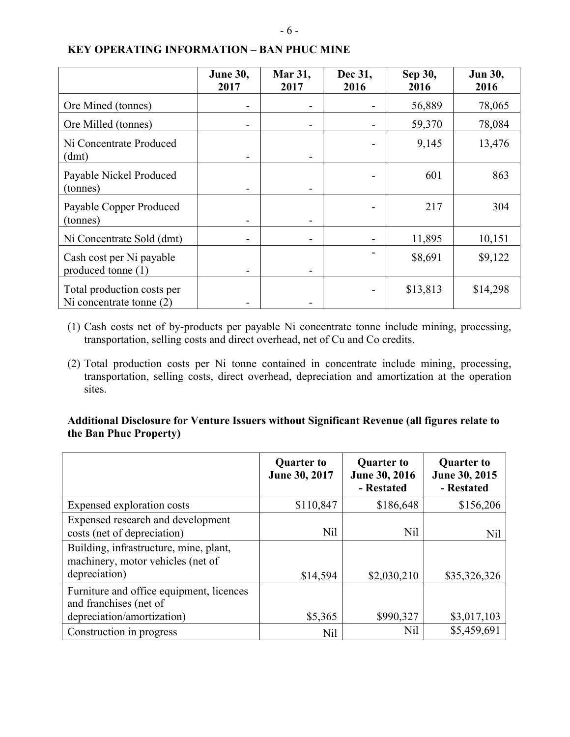**KEY OPERATING INFORMATION – BAN PHUC MINE**

| | June 30, 2017 | Mar 31, 2017 | Dec 31, 2016 | Sep 30, 2016 | Jun 30, 2016 |
|---|---|---|---|---|---|
| Ore Mined (tonnes) | - | - | - | 56,889 | 78,065 |
| Ore Milled (tonnes) | - | - | - | 59,370 | 78,084 |
| Ni Concentrate Produced (dmt) | - | - | - | 9,145 | 13,476 |
| Payable Nickel Produced (tonnes) | - | - | - | 601 | 863 |
| Payable Copper Produced (tonnes) | - | - | - | 217 | 304 |
| Ni Concentrate Sold (dmt) | - | - | - | 11,895 | 10,151 |
| Cash cost per Ni payable produced tonne (1) | - | - | - | \$8,691 | \$9,122 |
| Total production costs per Ni concentrate tonne (2) | - | - | - | \$13,813 | \$14,298 |

(1) Cash costs net of by-products per payable Ni concentrate tonne include mining, processing, transportation, selling costs and direct overhead, net of Cu and Co credits.

(2) Total production costs per Ni tonne contained in concentrate include mining, processing, transportation, selling costs, direct overhead, depreciation and amortization at the operation sites.

**Additional Disclosure for Venture Issuers without Significant Revenue (all figures relate to the Ban Phuc Property)**

| | Quarter to June 30, 2017 | Quarter to June 30, 2016 - Restated | Quarter to June 30, 2015 - Restated |
|---|---|---|---|
| Expensed exploration costs | \$110,847 | \$186,648 | \$156,206 |
| Expensed research and development costs (net of depreciation) | Nil | Nil | Nil |
| Building, infrastructure, mine, plant, machinery, motor vehicles (net of depreciation) | \$14,594 | \$2,030,210 | \$35,326,326 |
| Furniture and office equipment, licences and franchises (net of depreciation/amortization) | \$5,365 | \$990,327 | \$3,017,103 |
| Construction in progress | Nil | Nil | \$5,459,691 |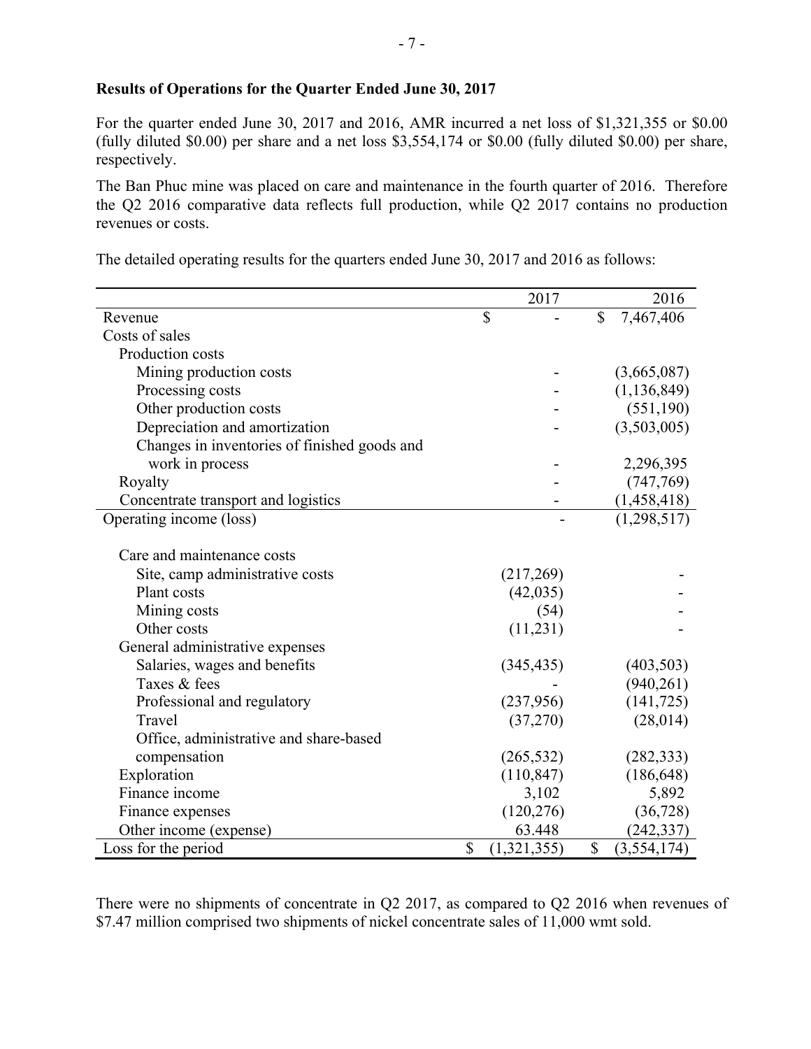**Results of Operations for the Quarter Ended June 30, 2017**

For the quarter ended June 30, 2017 and 2016, AMR incurred a net loss of $1,321,355 or $0.00 (fully diluted $0.00) per share and a net loss $3,554,174 or $0.00 (fully diluted $0.00) per share, respectively.

The Ban Phuc mine was placed on care and maintenance in the fourth quarter of 2016. Therefore the Q2 2016 comparative data reflects full production, while Q2 2017 contains no production revenues or costs.

The detailed operating results for the quarters ended June 30, 2017 and 2016 as follows:

| | 2017 | 2016 |
|---|---|---|
| Revenue | $ - | $ 7,467,406 |
| Costs of sales | | |
| Production costs | | |
| Mining production costs | - | (3,665,087) |
| Processing costs | - | (1,136,849) |
| Other production costs | - | (551,190) |
| Depreciation and amortization | - | (3,503,005) |
| Changes in inventories of finished goods and work in process | - | 2,296,395 |
| Royalty | - | (747,769) |
| Concentrate transport and logistics | - | (1,458,418) |
| Operating income (loss) | - | (1,298,517) |
| Care and maintenance costs | | |
| Site, camp administrative costs | (217,269) | - |
| Plant costs | (42,035) | - |
| Mining costs | (54) | - |
| Other costs | (11,231) | - |
| General administrative expenses | | |
| Salaries, wages and benefits | (345,435) | (403,503) |
| Taxes & fees | - | (940,261) |
| Professional and regulatory | (237,956) | (141,725) |
| Travel | (37,270) | (28,014) |
| Office, administrative and share-based compensation | (265,532) | (282,333) |
| Exploration | (110,847) | (186,648) |
| Finance income | 3,102 | 5,892 |
| Finance expenses | (120,276) | (36,728) |
| Other income (expense) | 63.448 | (242,337) |
| Loss for the period | $ (1,321,355) | $ (3,554,174) |

There were no shipments of concentrate in Q2 2017, as compared to Q2 2016 when revenues of $7.47 million comprised two shipments of nickel concentrate sales of 11,000 wmt sold.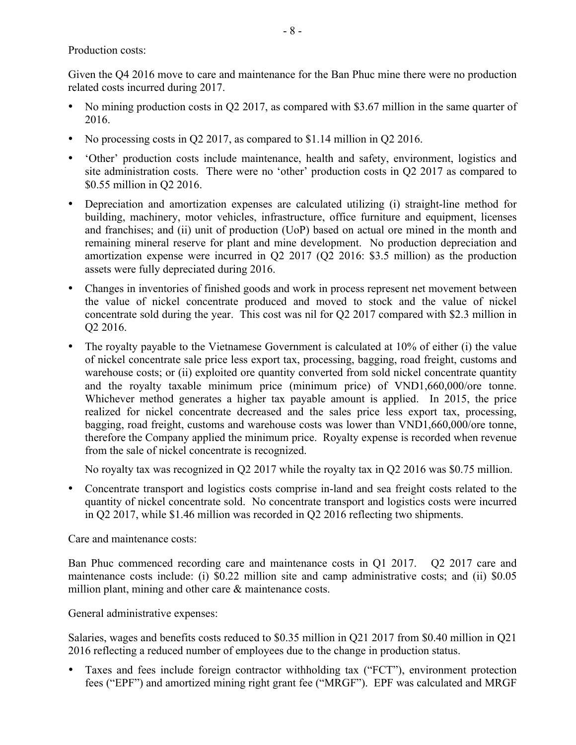Production costs:

Given the Q4 2016 move to care and maintenance for the Ban Phuc mine there were no production related costs incurred during 2017.

- No mining production costs in Q2 2017, as compared with $3.67 million in the same quarter of 2016.
- No processing costs in Q2 2017, as compared to $1.14 million in Q2 2016.
- 'Other' production costs include maintenance, health and safety, environment, logistics and site administration costs. There were no 'other' production costs in Q2 2017 as compared to $0.55 million in Q2 2016.
- Depreciation and amortization expenses are calculated utilizing (i) straight-line method for building, machinery, motor vehicles, infrastructure, office furniture and equipment, licenses and franchises; and (ii) unit of production (UoP) based on actual ore mined in the month and remaining mineral reserve for plant and mine development. No production depreciation and amortization expense were incurred in Q2 2017 (Q2 2016: $3.5 million) as the production assets were fully depreciated during 2016.
- Changes in inventories of finished goods and work in process represent net movement between the value of nickel concentrate produced and moved to stock and the value of nickel concentrate sold during the year. This cost was nil for Q2 2017 compared with $2.3 million in Q2 2016.
- The royalty payable to the Vietnamese Government is calculated at 10% of either (i) the value of nickel concentrate sale price less export tax, processing, bagging, road freight, customs and warehouse costs; or (ii) exploited ore quantity converted from sold nickel concentrate quantity and the royalty taxable minimum price (minimum price) of VND1,660,000/ore tonne. Whichever method generates a higher tax payable amount is applied. In 2015, the price realized for nickel concentrate decreased and the sales price less export tax, processing, bagging, road freight, customs and warehouse costs was lower than VND1,660,000/ore tonne, therefore the Company applied the minimum price. Royalty expense is recorded when revenue from the sale of nickel concentrate is recognized.

  No royalty tax was recognized in Q2 2017 while the royalty tax in Q2 2016 was $0.75 million.
- Concentrate transport and logistics costs comprise in-land and sea freight costs related to the quantity of nickel concentrate sold. No concentrate transport and logistics costs were incurred in Q2 2017, while $1.46 million was recorded in Q2 2016 reflecting two shipments.

Care and maintenance costs:

Ban Phuc commenced recording care and maintenance costs in Q1 2017. Q2 2017 care and maintenance costs include: (i) $0.22 million site and camp administrative costs; and (ii) $0.05 million plant, mining and other care & maintenance costs.

General administrative expenses:

Salaries, wages and benefits costs reduced to $0.35 million in Q21 2017 from $0.40 million in Q21 2016 reflecting a reduced number of employees due to the change in production status.

- Taxes and fees include foreign contractor withholding tax ("FCT"), environment protection fees ("EPF") and amortized mining right grant fee ("MRGF"). EPF was calculated and MRGF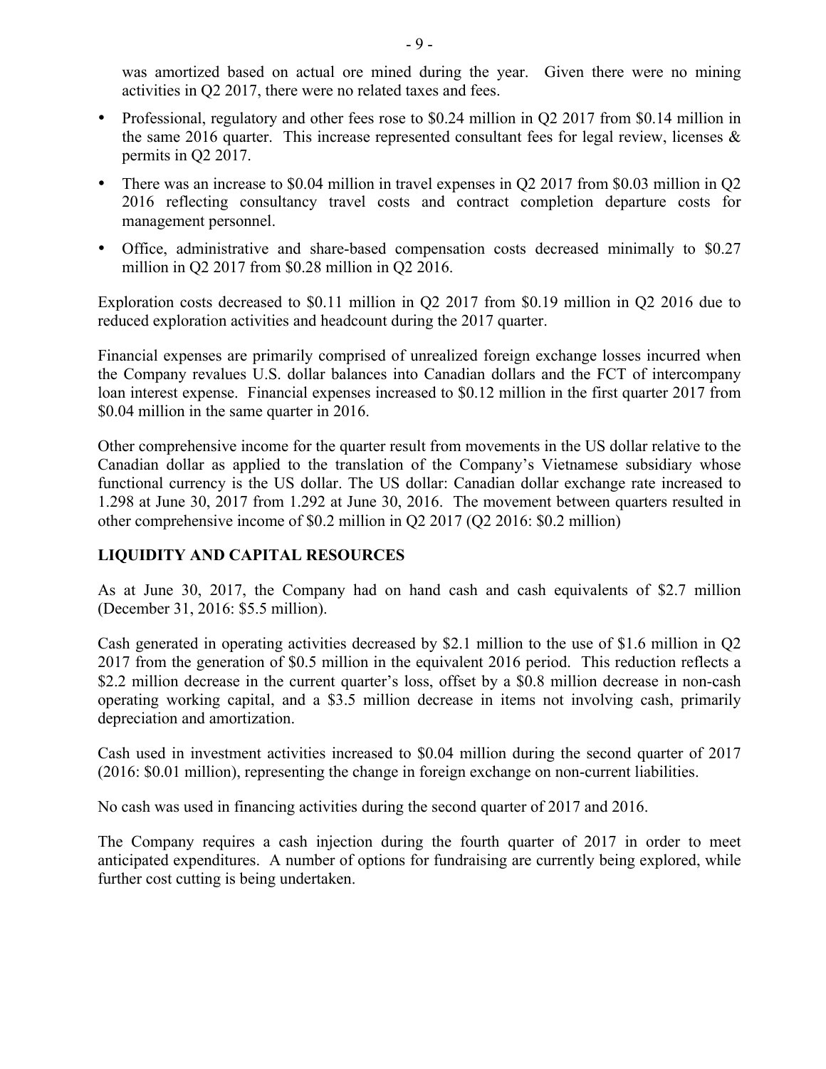was amortized based on actual ore mined during the year. Given there were no mining activities in Q2 2017, there were no related taxes and fees.

- Professional, regulatory and other fees rose to $0.24 million in Q2 2017 from $0.14 million in the same 2016 quarter. This increase represented consultant fees for legal review, licenses & permits in Q2 2017.
- There was an increase to $0.04 million in travel expenses in Q2 2017 from $0.03 million in Q2 2016 reflecting consultancy travel costs and contract completion departure costs for management personnel.
- Office, administrative and share-based compensation costs decreased minimally to $0.27 million in Q2 2017 from $0.28 million in Q2 2016.

Exploration costs decreased to $0.11 million in Q2 2017 from $0.19 million in Q2 2016 due to reduced exploration activities and headcount during the 2017 quarter.

Financial expenses are primarily comprised of unrealized foreign exchange losses incurred when the Company revalues U.S. dollar balances into Canadian dollars and the FCT of intercompany loan interest expense. Financial expenses increased to $0.12 million in the first quarter 2017 from $0.04 million in the same quarter in 2016.

Other comprehensive income for the quarter result from movements in the US dollar relative to the Canadian dollar as applied to the translation of the Company's Vietnamese subsidiary whose functional currency is the US dollar. The US dollar: Canadian dollar exchange rate increased to 1.298 at June 30, 2017 from 1.292 at June 30, 2016. The movement between quarters resulted in other comprehensive income of $0.2 million in Q2 2017 (Q2 2016: $0.2 million)

## LIQUIDITY AND CAPITAL RESOURCES

As at June 30, 2017, the Company had on hand cash and cash equivalents of $2.7 million (December 31, 2016: $5.5 million).

Cash generated in operating activities decreased by $2.1 million to the use of $1.6 million in Q2 2017 from the generation of $0.5 million in the equivalent 2016 period. This reduction reflects a $2.2 million decrease in the current quarter's loss, offset by a $0.8 million decrease in non-cash operating working capital, and a $3.5 million decrease in items not involving cash, primarily depreciation and amortization.

Cash used in investment activities increased to $0.04 million during the second quarter of 2017 (2016: $0.01 million), representing the change in foreign exchange on non-current liabilities.

No cash was used in financing activities during the second quarter of 2017 and 2016.

The Company requires a cash injection during the fourth quarter of 2017 in order to meet anticipated expenditures. A number of options for fundraising are currently being explored, while further cost cutting is being undertaken.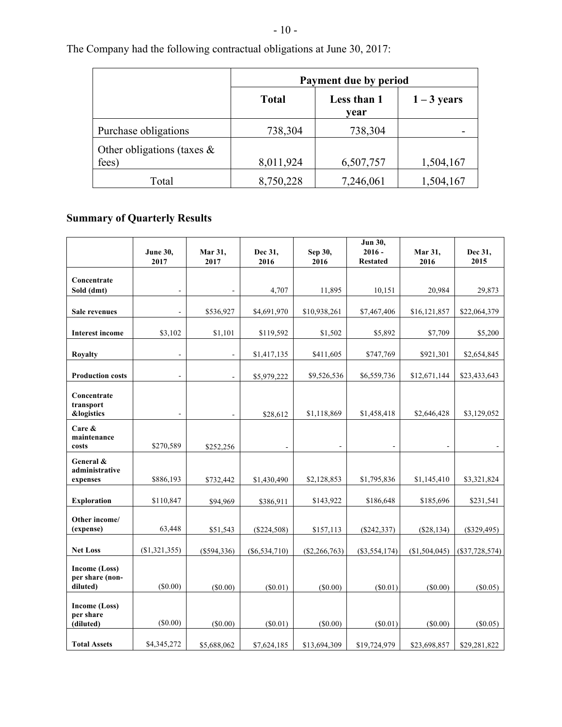The Company had the following contractual obligations at June 30, 2017:

| | Payment due by period | | |
|---|---|---|---|
| | Total | Less than 1 year | 1 – 3 years |
| Purchase obligations | 738,304 | 738,304 | - |
| Other obligations (taxes & fees) | 8,011,924 | 6,507,757 | 1,504,167 |
| Total | 8,750,228 | 7,246,061 | 1,504,167 |

## Summary of Quarterly Results

| | June 30, 2017 | Mar 31, 2017 | Dec 31, 2016 | Sep 30, 2016 | Jun 30, 2016 - Restated | Mar 31, 2016 | Dec 31, 2015 |
|---|---|---|---|---|---|---|---|
| **Concentrate Sold (dmt)** | - | - | 4,707 | 11,895 | 10,151 | 20,984 | 29,873 |
| **Sale revenues** | - | $536,927 | $4,691,970 | $10,938,261 | $7,467,406 | $16,121,857 | $22,064,379 |
| **Interest income** | $3,102 | $1,101 | $119,592 | $1,502 | $5,892 | $7,709 | $5,200 |
| **Royalty** | - | - | $1,417,135 | $411,605 | $747,769 | $921,301 | $2,654,845 |
| **Production costs** | - | - | $5,979,222 | $9,526,536 | $6,559,736 | $12,671,144 | $23,433,643 |
| **Concentrate transport &logistics** | - | - | $28,612 | $1,118,869 | $1,458,418 | $2,646,428 | $3,129,052 |
| **Care & maintenance costs** | $270,589 | $252,256 | - | - | - | - | - |
| **General & administrative expenses** | $886,193 | $732,442 | $1,430,490 | $2,128,853 | $1,795,836 | $1,145,410 | $3,321,824 |
| **Exploration** | $110,847 | $94,969 | $386,911 | $143,922 | $186,648 | $185,696 | $231,541 |
| **Other income/ (expense)** | 63,448 | $51,543 | ($224,508) | $157,113 | ($242,337) | ($28,134) | ($329,495) |
| **Net Loss** | ($1,321,355) | ($594,336) | ($6,534,710) | ($2,266,763) | ($3,554,174) | ($1,504,045) | ($37,728,574) |
| **Income (Loss) per share (non-diluted)** | ($0.00) | ($0.00) | ($0.01) | ($0.00) | ($0.01) | ($0.00) | ($0.05) |
| **Income (Loss) per share (diluted)** | ($0.00) | ($0.00) | ($0.01) | ($0.00) | ($0.01) | ($0.00) | ($0.05) |
| **Total Assets** | $4,345,272 | $5,688,062 | $7,624,185 | $13,694,309 | $19,724,979 | $23,698,857 | $29,281,822 |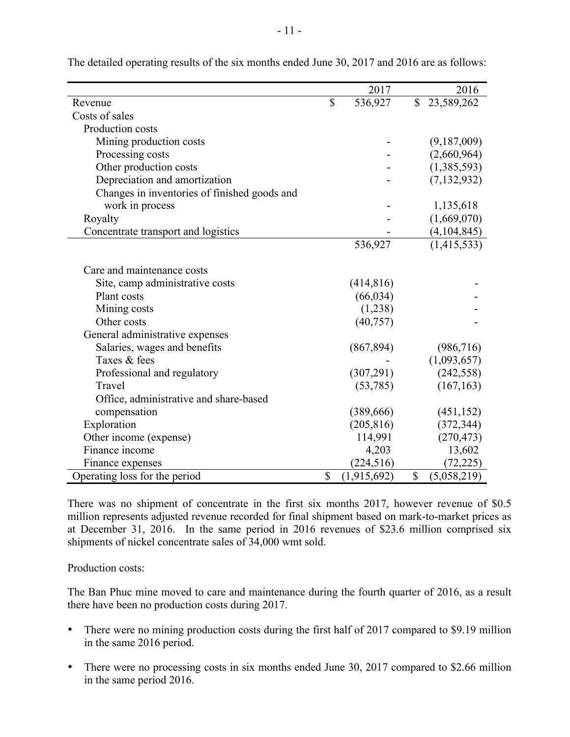The detailed operating results of the six months ended June 30, 2017 and 2016 are as follows:

| | 2017 | 2016 |
|---|---|---|
| Revenue | $ 536,927 | $ 23,589,262 |
| Costs of sales | | |
| Production costs | | |
| Mining production costs | - | (9,187,009) |
| Processing costs | - | (2,660,964) |
| Other production costs | - | (1,385,593) |
| Depreciation and amortization | - | (7,132,932) |
| Changes in inventories of finished goods and work in process | - | 1,135,618 |
| Royalty | - | (1,669,070) |
| Concentrate transport and logistics | - | (4,104,845) |
| | 536,927 | (1,415,533) |
| Care and maintenance costs | | |
| Site, camp administrative costs | (414,816) | - |
| Plant costs | (66,034) | - |
| Mining costs | (1,238) | - |
| Other costs | (40,757) | - |
| General administrative expenses | | |
| Salaries, wages and benefits | (867,894) | (986,716) |
| Taxes & fees | - | (1,093,657) |
| Professional and regulatory | (307,291) | (242,558) |
| Travel | (53,785) | (167,163) |
| Office, administrative and share-based compensation | (389,666) | (451,152) |
| Exploration | (205,816) | (372,344) |
| Other income (expense) | 114,991 | (270,473) |
| Finance income | 4,203 | 13,602 |
| Finance expenses | (224,516) | (72,225) |
| Operating loss for the period | $ (1,915,692) | $ (5,058,219) |

There was no shipment of concentrate in the first six months 2017, however revenue of $0.5 million represents adjusted revenue recorded for final shipment based on mark-to-market prices as at December 31, 2016. In the same period in 2016 revenues of $23.6 million comprised six shipments of nickel concentrate sales of 34,000 wmt sold.

Production costs:

The Ban Phuc mine moved to care and maintenance during the fourth quarter of 2016, as a result there have been no production costs during 2017.

- There were no mining production costs during the first half of 2017 compared to $9.19 million in the same 2016 period.
- There were no processing costs in six months ended June 30, 2017 compared to $2.66 million in the same period 2016.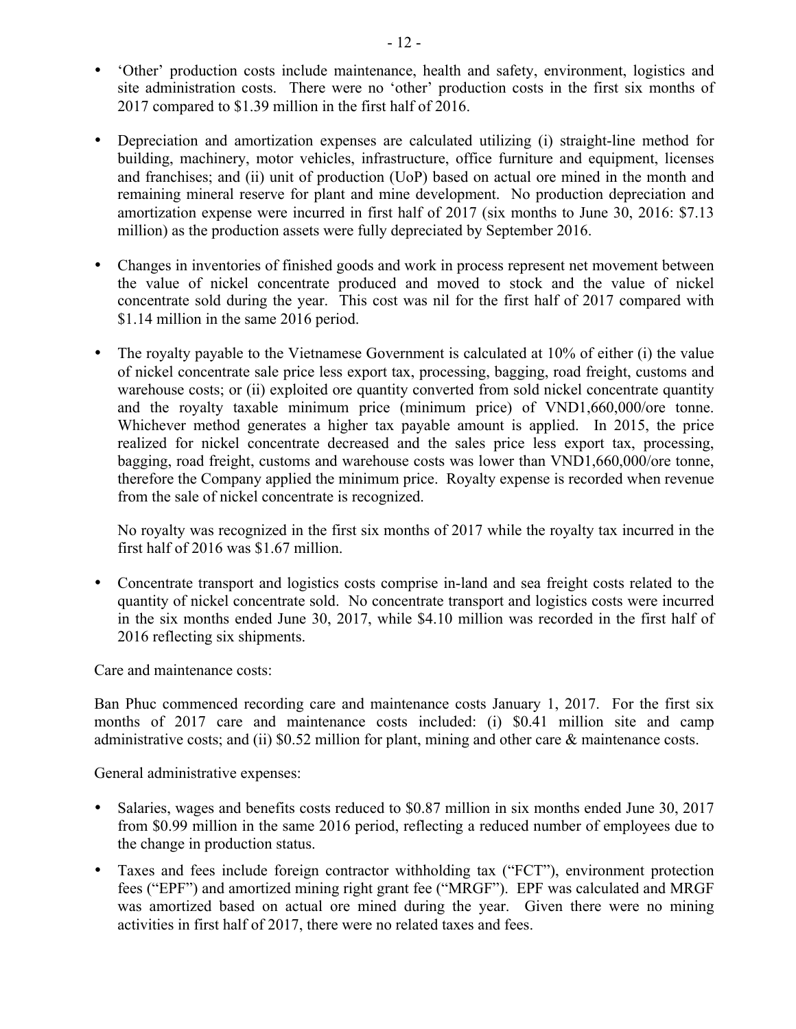- 'Other' production costs include maintenance, health and safety, environment, logistics and site administration costs. There were no 'other' production costs in the first six months of 2017 compared to $1.39 million in the first half of 2016.

- Depreciation and amortization expenses are calculated utilizing (i) straight-line method for building, machinery, motor vehicles, infrastructure, office furniture and equipment, licenses and franchises; and (ii) unit of production (UoP) based on actual ore mined in the month and remaining mineral reserve for plant and mine development. No production depreciation and amortization expense were incurred in first half of 2017 (six months to June 30, 2016: $7.13 million) as the production assets were fully depreciated by September 2016.

- Changes in inventories of finished goods and work in process represent net movement between the value of nickel concentrate produced and moved to stock and the value of nickel concentrate sold during the year. This cost was nil for the first half of 2017 compared with $1.14 million in the same 2016 period.

- The royalty payable to the Vietnamese Government is calculated at 10% of either (i) the value of nickel concentrate sale price less export tax, processing, bagging, road freight, customs and warehouse costs; or (ii) exploited ore quantity converted from sold nickel concentrate quantity and the royalty taxable minimum price (minimum price) of VND1,660,000/ore tonne. Whichever method generates a higher tax payable amount is applied. In 2015, the price realized for nickel concentrate decreased and the sales price less export tax, processing, bagging, road freight, customs and warehouse costs was lower than VND1,660,000/ore tonne, therefore the Company applied the minimum price. Royalty expense is recorded when revenue from the sale of nickel concentrate is recognized.

  No royalty was recognized in the first six months of 2017 while the royalty tax incurred in the first half of 2016 was $1.67 million.

- Concentrate transport and logistics costs comprise in-land and sea freight costs related to the quantity of nickel concentrate sold. No concentrate transport and logistics costs were incurred in the six months ended June 30, 2017, while $4.10 million was recorded in the first half of 2016 reflecting six shipments.

Care and maintenance costs:

Ban Phuc commenced recording care and maintenance costs January 1, 2017. For the first six months of 2017 care and maintenance costs included: (i) $0.41 million site and camp administrative costs; and (ii) $0.52 million for plant, mining and other care & maintenance costs.

General administrative expenses:

- Salaries, wages and benefits costs reduced to $0.87 million in six months ended June 30, 2017 from $0.99 million in the same 2016 period, reflecting a reduced number of employees due to the change in production status.

- Taxes and fees include foreign contractor withholding tax ("FCT"), environment protection fees ("EPF") and amortized mining right grant fee ("MRGF"). EPF was calculated and MRGF was amortized based on actual ore mined during the year. Given there were no mining activities in first half of 2017, there were no related taxes and fees.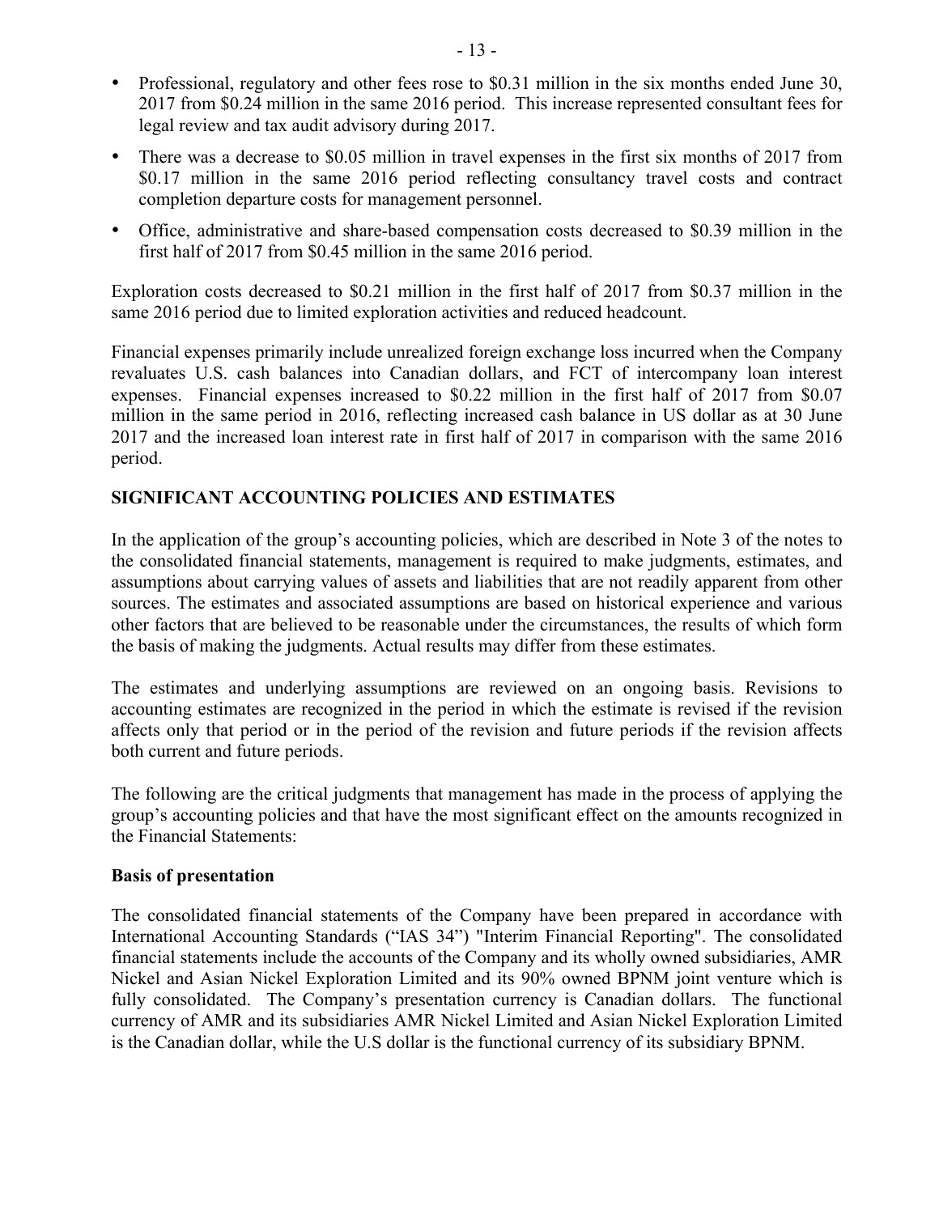- Professional, regulatory and other fees rose to $0.31 million in the six months ended June 30, 2017 from $0.24 million in the same 2016 period. This increase represented consultant fees for legal review and tax audit advisory during 2017.
- There was a decrease to $0.05 million in travel expenses in the first six months of 2017 from $0.17 million in the same 2016 period reflecting consultancy travel costs and contract completion departure costs for management personnel.
- Office, administrative and share-based compensation costs decreased to $0.39 million in the first half of 2017 from $0.45 million in the same 2016 period.

Exploration costs decreased to $0.21 million in the first half of 2017 from $0.37 million in the same 2016 period due to limited exploration activities and reduced headcount.

Financial expenses primarily include unrealized foreign exchange loss incurred when the Company revaluates U.S. cash balances into Canadian dollars, and FCT of intercompany loan interest expenses. Financial expenses increased to $0.22 million in the first half of 2017 from $0.07 million in the same period in 2016, reflecting increased cash balance in US dollar as at 30 June 2017 and the increased loan interest rate in first half of 2017 in comparison with the same 2016 period.

## SIGNIFICANT ACCOUNTING POLICIES AND ESTIMATES

In the application of the group's accounting policies, which are described in Note 3 of the notes to the consolidated financial statements, management is required to make judgments, estimates, and assumptions about carrying values of assets and liabilities that are not readily apparent from other sources. The estimates and associated assumptions are based on historical experience and various other factors that are believed to be reasonable under the circumstances, the results of which form the basis of making the judgments. Actual results may differ from these estimates.

The estimates and underlying assumptions are reviewed on an ongoing basis. Revisions to accounting estimates are recognized in the period in which the estimate is revised if the revision affects only that period or in the period of the revision and future periods if the revision affects both current and future periods.

The following are the critical judgments that management has made in the process of applying the group's accounting policies and that have the most significant effect on the amounts recognized in the Financial Statements:

### Basis of presentation

The consolidated financial statements of the Company have been prepared in accordance with International Accounting Standards ("IAS 34") "Interim Financial Reporting". The consolidated financial statements include the accounts of the Company and its wholly owned subsidiaries, AMR Nickel and Asian Nickel Exploration Limited and its 90% owned BPNM joint venture which is fully consolidated. The Company's presentation currency is Canadian dollars. The functional currency of AMR and its subsidiaries AMR Nickel Limited and Asian Nickel Exploration Limited is the Canadian dollar, while the U.S dollar is the functional currency of its subsidiary BPNM.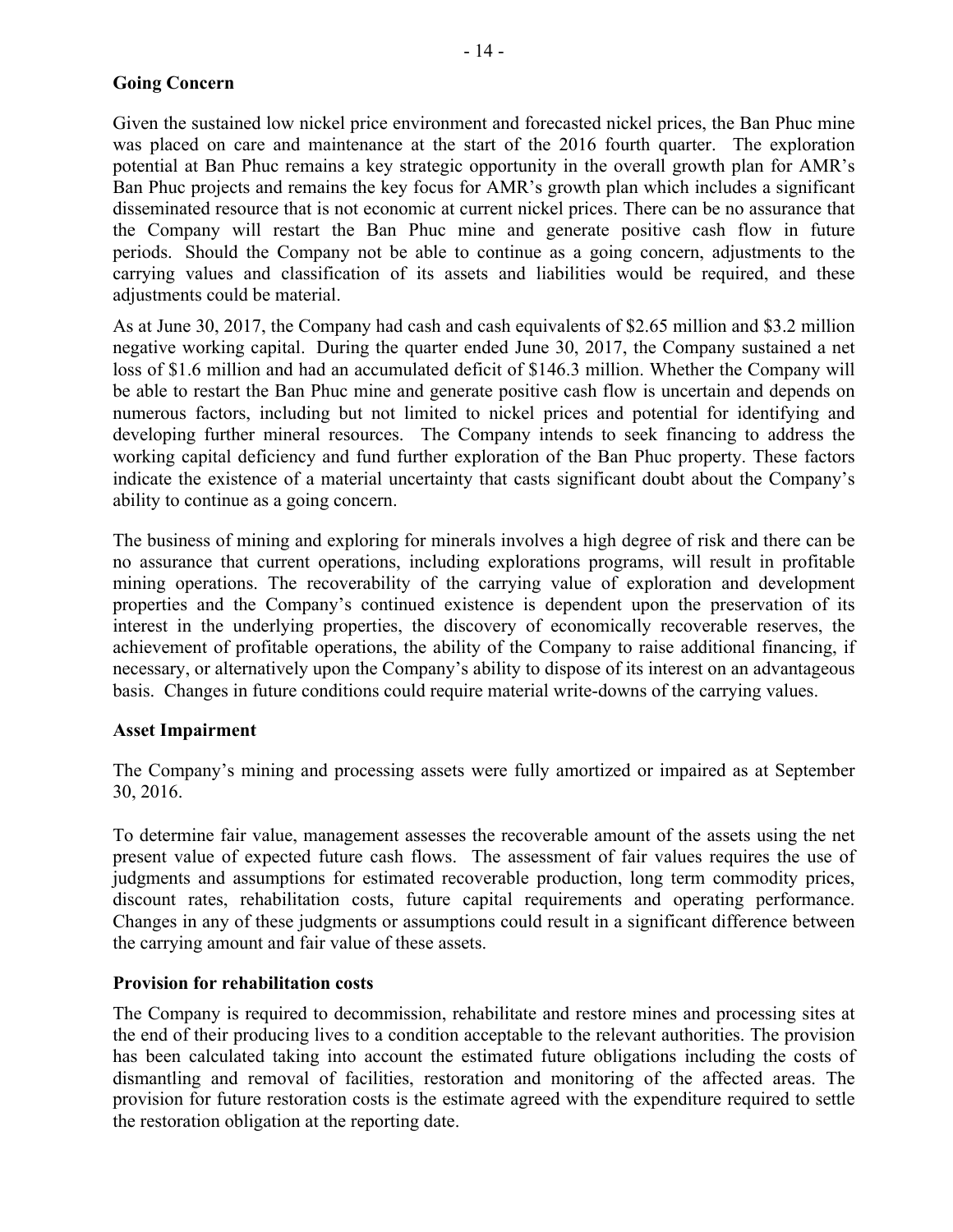**Going Concern**

Given the sustained low nickel price environment and forecasted nickel prices, the Ban Phuc mine was placed on care and maintenance at the start of the 2016 fourth quarter. The exploration potential at Ban Phuc remains a key strategic opportunity in the overall growth plan for AMR's Ban Phuc projects and remains the key focus for AMR's growth plan which includes a significant disseminated resource that is not economic at current nickel prices. There can be no assurance that the Company will restart the Ban Phuc mine and generate positive cash flow in future periods. Should the Company not be able to continue as a going concern, adjustments to the carrying values and classification of its assets and liabilities would be required, and these adjustments could be material.

As at June 30, 2017, the Company had cash and cash equivalents of $2.65 million and $3.2 million negative working capital. During the quarter ended June 30, 2017, the Company sustained a net loss of $1.6 million and had an accumulated deficit of $146.3 million. Whether the Company will be able to restart the Ban Phuc mine and generate positive cash flow is uncertain and depends on numerous factors, including but not limited to nickel prices and potential for identifying and developing further mineral resources. The Company intends to seek financing to address the working capital deficiency and fund further exploration of the Ban Phuc property. These factors indicate the existence of a material uncertainty that casts significant doubt about the Company's ability to continue as a going concern.

The business of mining and exploring for minerals involves a high degree of risk and there can be no assurance that current operations, including explorations programs, will result in profitable mining operations. The recoverability of the carrying value of exploration and development properties and the Company's continued existence is dependent upon the preservation of its interest in the underlying properties, the discovery of economically recoverable reserves, the achievement of profitable operations, the ability of the Company to raise additional financing, if necessary, or alternatively upon the Company's ability to dispose of its interest on an advantageous basis. Changes in future conditions could require material write-downs of the carrying values.

**Asset Impairment**

The Company's mining and processing assets were fully amortized or impaired as at September 30, 2016.

To determine fair value, management assesses the recoverable amount of the assets using the net present value of expected future cash flows. The assessment of fair values requires the use of judgments and assumptions for estimated recoverable production, long term commodity prices, discount rates, rehabilitation costs, future capital requirements and operating performance. Changes in any of these judgments or assumptions could result in a significant difference between the carrying amount and fair value of these assets.

**Provision for rehabilitation costs**

The Company is required to decommission, rehabilitate and restore mines and processing sites at the end of their producing lives to a condition acceptable to the relevant authorities. The provision has been calculated taking into account the estimated future obligations including the costs of dismantling and removal of facilities, restoration and monitoring of the affected areas. The provision for future restoration costs is the estimate agreed with the expenditure required to settle the restoration obligation at the reporting date.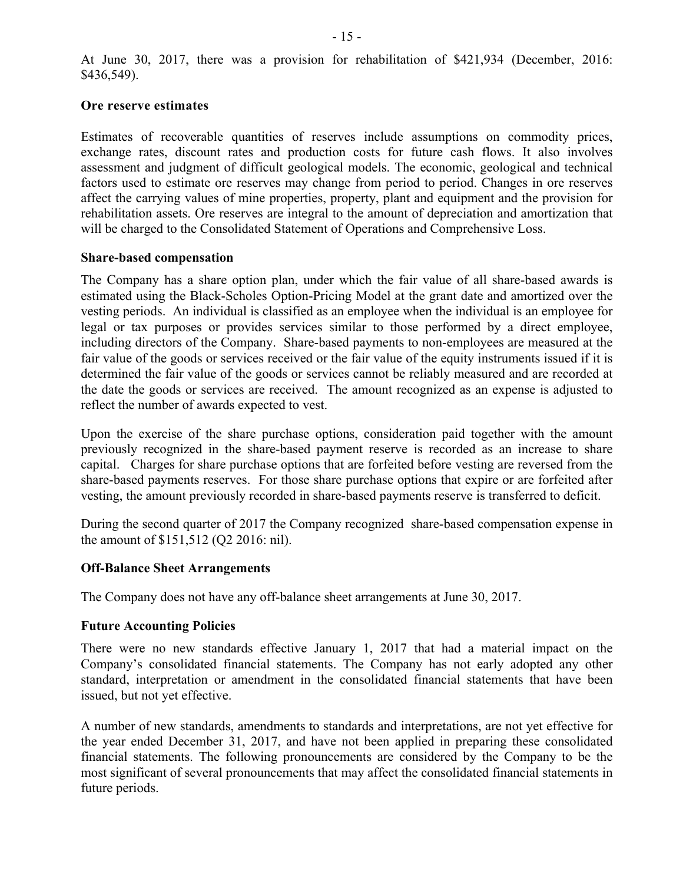At June 30, 2017, there was a provision for rehabilitation of $421,934 (December, 2016: $436,549).

**Ore reserve estimates**

Estimates of recoverable quantities of reserves include assumptions on commodity prices, exchange rates, discount rates and production costs for future cash flows. It also involves assessment and judgment of difficult geological models. The economic, geological and technical factors used to estimate ore reserves may change from period to period. Changes in ore reserves affect the carrying values of mine properties, property, plant and equipment and the provision for rehabilitation assets. Ore reserves are integral to the amount of depreciation and amortization that will be charged to the Consolidated Statement of Operations and Comprehensive Loss.

**Share-based compensation**

The Company has a share option plan, under which the fair value of all share-based awards is estimated using the Black-Scholes Option-Pricing Model at the grant date and amortized over the vesting periods. An individual is classified as an employee when the individual is an employee for legal or tax purposes or provides services similar to those performed by a direct employee, including directors of the Company. Share-based payments to non-employees are measured at the fair value of the goods or services received or the fair value of the equity instruments issued if it is determined the fair value of the goods or services cannot be reliably measured and are recorded at the date the goods or services are received. The amount recognized as an expense is adjusted to reflect the number of awards expected to vest.

Upon the exercise of the share purchase options, consideration paid together with the amount previously recognized in the share-based payment reserve is recorded as an increase to share capital. Charges for share purchase options that are forfeited before vesting are reversed from the share-based payments reserves. For those share purchase options that expire or are forfeited after vesting, the amount previously recorded in share-based payments reserve is transferred to deficit.

During the second quarter of 2017 the Company recognized share-based compensation expense in the amount of $151,512 (Q2 2016: nil).

**Off-Balance Sheet Arrangements**

The Company does not have any off-balance sheet arrangements at June 30, 2017.

**Future Accounting Policies**

There were no new standards effective January 1, 2017 that had a material impact on the Company's consolidated financial statements. The Company has not early adopted any other standard, interpretation or amendment in the consolidated financial statements that have been issued, but not yet effective.

A number of new standards, amendments to standards and interpretations, are not yet effective for the year ended December 31, 2017, and have not been applied in preparing these consolidated financial statements. The following pronouncements are considered by the Company to be the most significant of several pronouncements that may affect the consolidated financial statements in future periods.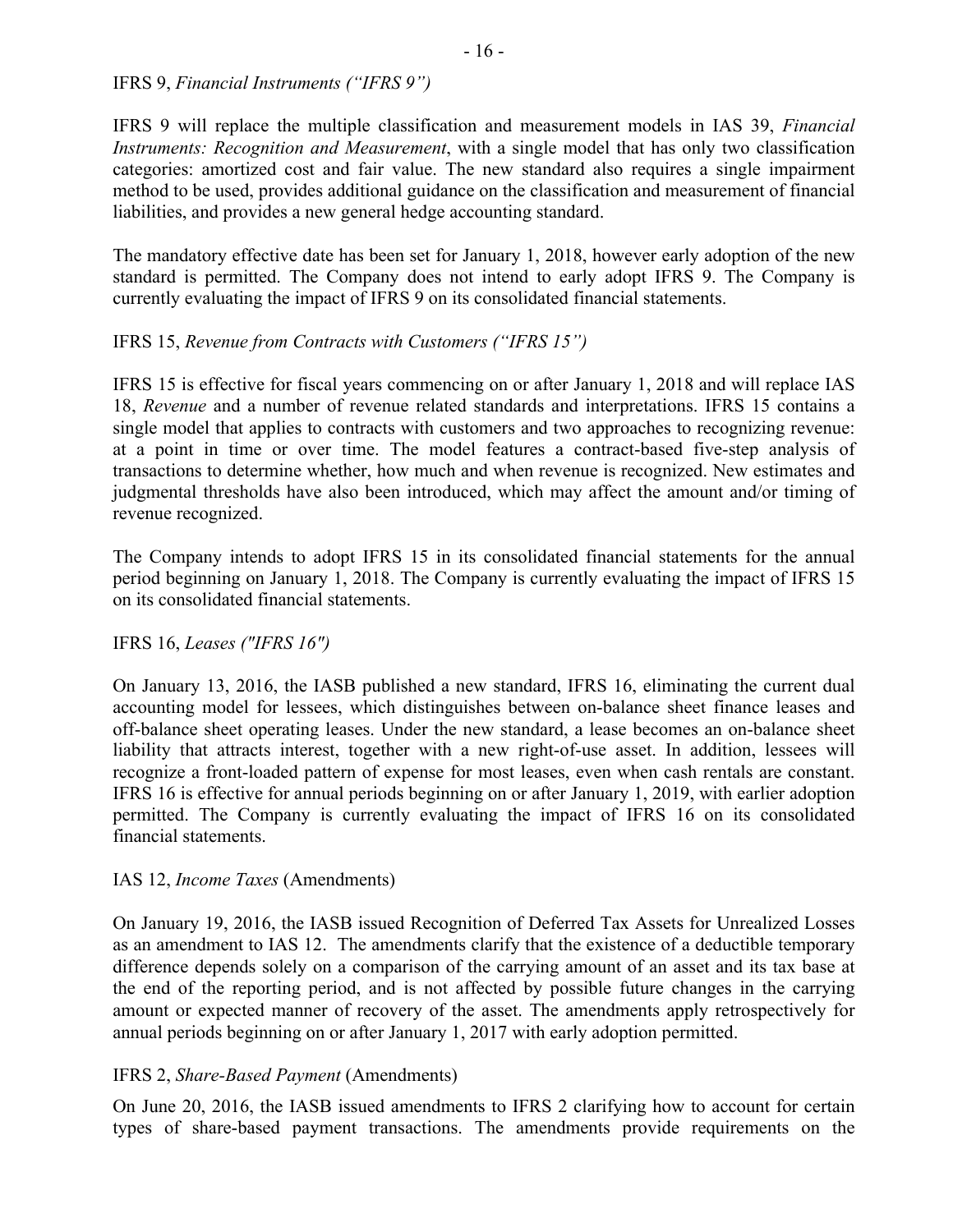IFRS 9, *Financial Instruments (“IFRS 9”)*

IFRS 9 will replace the multiple classification and measurement models in IAS 39, *Financial Instruments: Recognition and Measurement*, with a single model that has only two classification categories: amortized cost and fair value. The new standard also requires a single impairment method to be used, provides additional guidance on the classification and measurement of financial liabilities, and provides a new general hedge accounting standard.

The mandatory effective date has been set for January 1, 2018, however early adoption of the new standard is permitted. The Company does not intend to early adopt IFRS 9. The Company is currently evaluating the impact of IFRS 9 on its consolidated financial statements.

IFRS 15, *Revenue from Contracts with Customers (“IFRS 15”)*

IFRS 15 is effective for fiscal years commencing on or after January 1, 2018 and will replace IAS 18, *Revenue* and a number of revenue related standards and interpretations. IFRS 15 contains a single model that applies to contracts with customers and two approaches to recognizing revenue: at a point in time or over time. The model features a contract-based five-step analysis of transactions to determine whether, how much and when revenue is recognized. New estimates and judgmental thresholds have also been introduced, which may affect the amount and/or timing of revenue recognized.

The Company intends to adopt IFRS 15 in its consolidated financial statements for the annual period beginning on January 1, 2018. The Company is currently evaluating the impact of IFRS 15 on its consolidated financial statements.

IFRS 16, *Leases ("IFRS 16")*

On January 13, 2016, the IASB published a new standard, IFRS 16, eliminating the current dual accounting model for lessees, which distinguishes between on-balance sheet finance leases and off-balance sheet operating leases. Under the new standard, a lease becomes an on-balance sheet liability that attracts interest, together with a new right-of-use asset. In addition, lessees will recognize a front-loaded pattern of expense for most leases, even when cash rentals are constant. IFRS 16 is effective for annual periods beginning on or after January 1, 2019, with earlier adoption permitted. The Company is currently evaluating the impact of IFRS 16 on its consolidated financial statements.

IAS 12, *Income Taxes* (Amendments)

On January 19, 2016, the IASB issued Recognition of Deferred Tax Assets for Unrealized Losses as an amendment to IAS 12. The amendments clarify that the existence of a deductible temporary difference depends solely on a comparison of the carrying amount of an asset and its tax base at the end of the reporting period, and is not affected by possible future changes in the carrying amount or expected manner of recovery of the asset. The amendments apply retrospectively for annual periods beginning on or after January 1, 2017 with early adoption permitted.

IFRS 2, *Share-Based Payment* (Amendments)

On June 20, 2016, the IASB issued amendments to IFRS 2 clarifying how to account for certain types of share-based payment transactions. The amendments provide requirements on the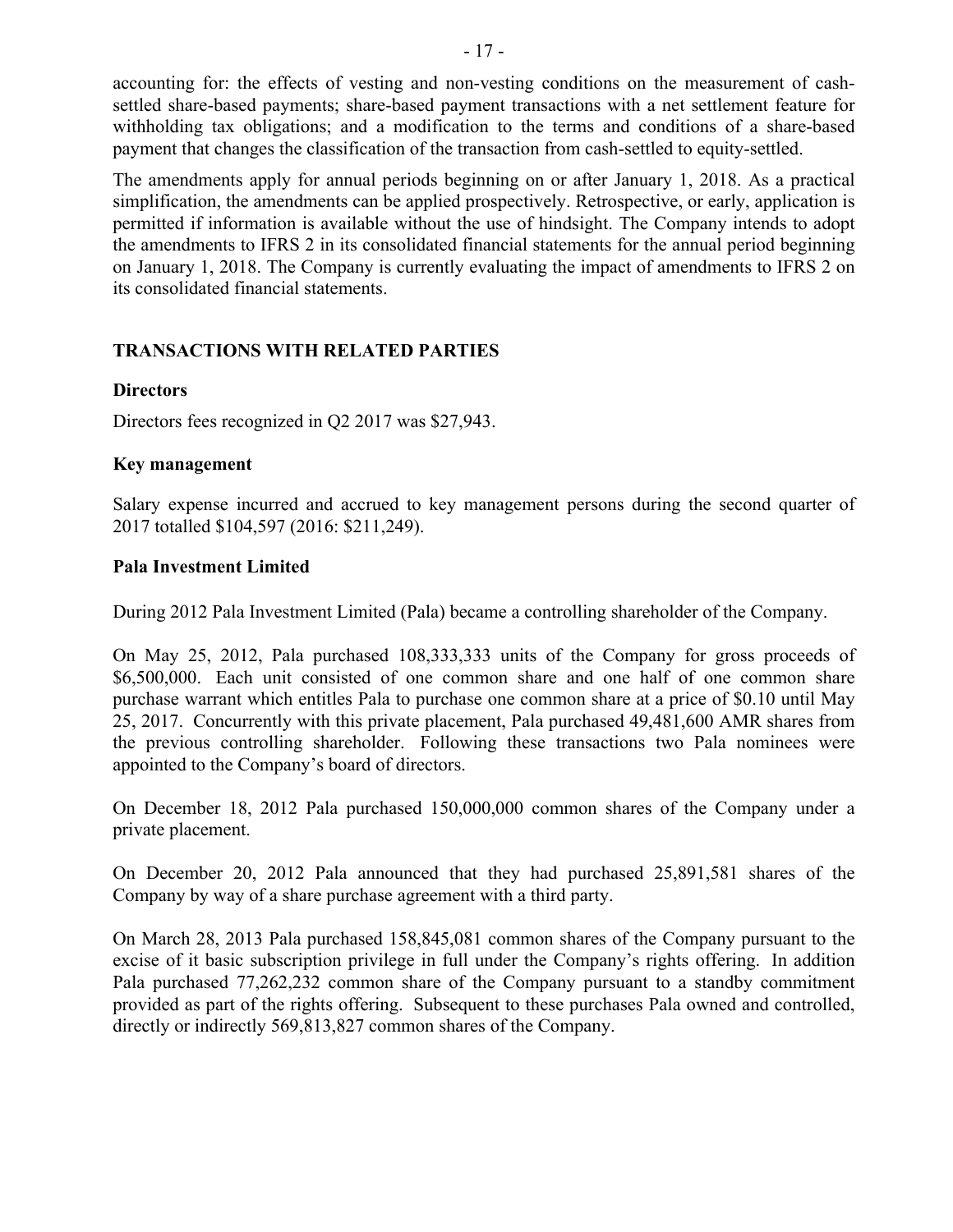accounting for: the effects of vesting and non-vesting conditions on the measurement of cash-settled share-based payments; share-based payment transactions with a net settlement feature for withholding tax obligations; and a modification to the terms and conditions of a share-based payment that changes the classification of the transaction from cash-settled to equity-settled.

The amendments apply for annual periods beginning on or after January 1, 2018. As a practical simplification, the amendments can be applied prospectively. Retrospective, or early, application is permitted if information is available without the use of hindsight. The Company intends to adopt the amendments to IFRS 2 in its consolidated financial statements for the annual period beginning on January 1, 2018. The Company is currently evaluating the impact of amendments to IFRS 2 on its consolidated financial statements.

## TRANSACTIONS WITH RELATED PARTIES

### Directors

Directors fees recognized in Q2 2017 was $27,943.

### Key management

Salary expense incurred and accrued to key management persons during the second quarter of 2017 totalled $104,597 (2016: $211,249).

### Pala Investment Limited

During 2012 Pala Investment Limited (Pala) became a controlling shareholder of the Company.

On May 25, 2012, Pala purchased 108,333,333 units of the Company for gross proceeds of $6,500,000. Each unit consisted of one common share and one half of one common share purchase warrant which entitles Pala to purchase one common share at a price of $0.10 until May 25, 2017. Concurrently with this private placement, Pala purchased 49,481,600 AMR shares from the previous controlling shareholder. Following these transactions two Pala nominees were appointed to the Company's board of directors.

On December 18, 2012 Pala purchased 150,000,000 common shares of the Company under a private placement.

On December 20, 2012 Pala announced that they had purchased 25,891,581 shares of the Company by way of a share purchase agreement with a third party.

On March 28, 2013 Pala purchased 158,845,081 common shares of the Company pursuant to the excise of it basic subscription privilege in full under the Company's rights offering. In addition Pala purchased 77,262,232 common share of the Company pursuant to a standby commitment provided as part of the rights offering. Subsequent to these purchases Pala owned and controlled, directly or indirectly 569,813,827 common shares of the Company.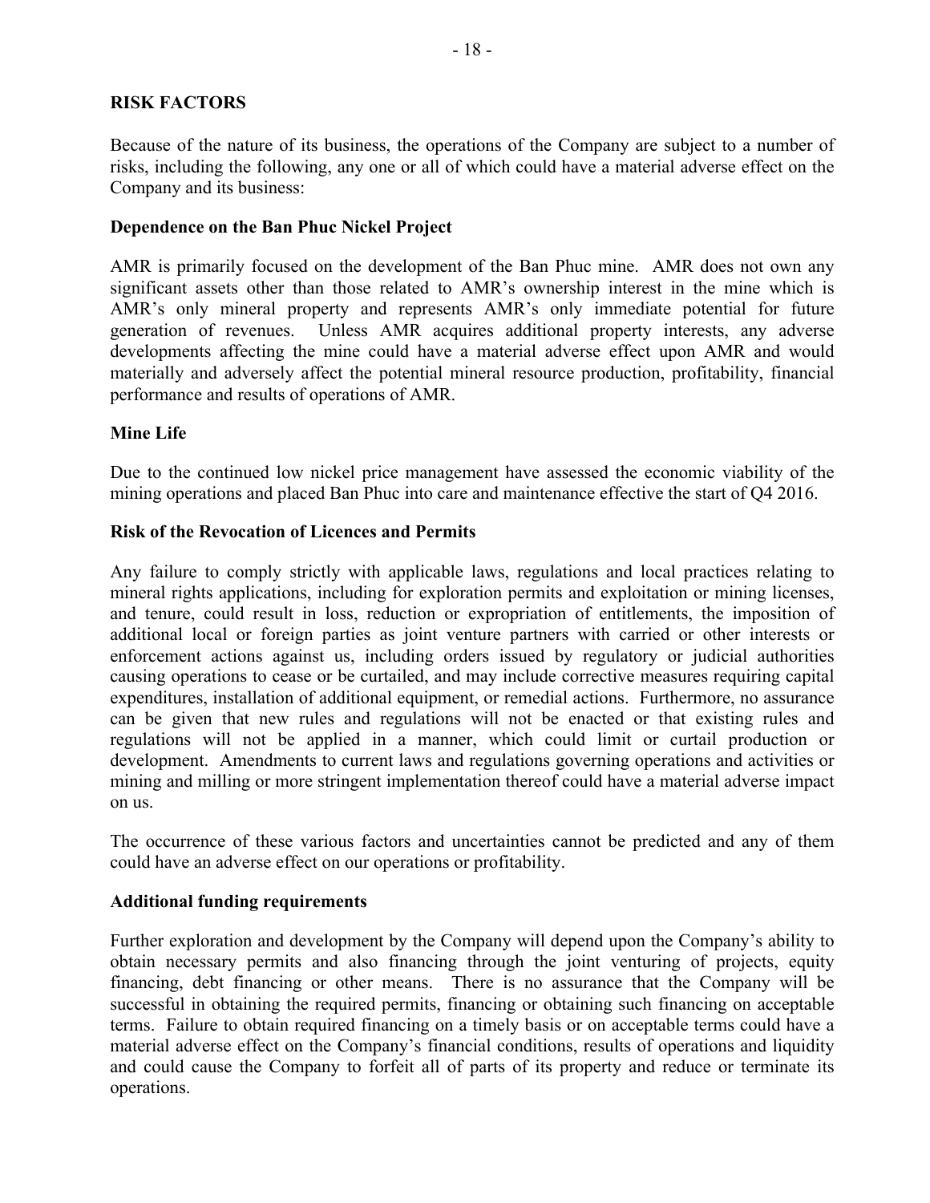## RISK FACTORS

Because of the nature of its business, the operations of the Company are subject to a number of risks, including the following, any one or all of which could have a material adverse effect on the Company and its business:

### Dependence on the Ban Phuc Nickel Project

AMR is primarily focused on the development of the Ban Phuc mine. AMR does not own any significant assets other than those related to AMR's ownership interest in the mine which is AMR's only mineral property and represents AMR's only immediate potential for future generation of revenues. Unless AMR acquires additional property interests, any adverse developments affecting the mine could have a material adverse effect upon AMR and would materially and adversely affect the potential mineral resource production, profitability, financial performance and results of operations of AMR.

### Mine Life

Due to the continued low nickel price management have assessed the economic viability of the mining operations and placed Ban Phuc into care and maintenance effective the start of Q4 2016.

### Risk of the Revocation of Licences and Permits

Any failure to comply strictly with applicable laws, regulations and local practices relating to mineral rights applications, including for exploration permits and exploitation or mining licenses, and tenure, could result in loss, reduction or expropriation of entitlements, the imposition of additional local or foreign parties as joint venture partners with carried or other interests or enforcement actions against us, including orders issued by regulatory or judicial authorities causing operations to cease or be curtailed, and may include corrective measures requiring capital expenditures, installation of additional equipment, or remedial actions. Furthermore, no assurance can be given that new rules and regulations will not be enacted or that existing rules and regulations will not be applied in a manner, which could limit or curtail production or development. Amendments to current laws and regulations governing operations and activities or mining and milling or more stringent implementation thereof could have a material adverse impact on us.

The occurrence of these various factors and uncertainties cannot be predicted and any of them could have an adverse effect on our operations or profitability.

### Additional funding requirements

Further exploration and development by the Company will depend upon the Company's ability to obtain necessary permits and also financing through the joint venturing of projects, equity financing, debt financing or other means. There is no assurance that the Company will be successful in obtaining the required permits, financing or obtaining such financing on acceptable terms. Failure to obtain required financing on a timely basis or on acceptable terms could have a material adverse effect on the Company's financial conditions, results of operations and liquidity and could cause the Company to forfeit all of parts of its property and reduce or terminate its operations.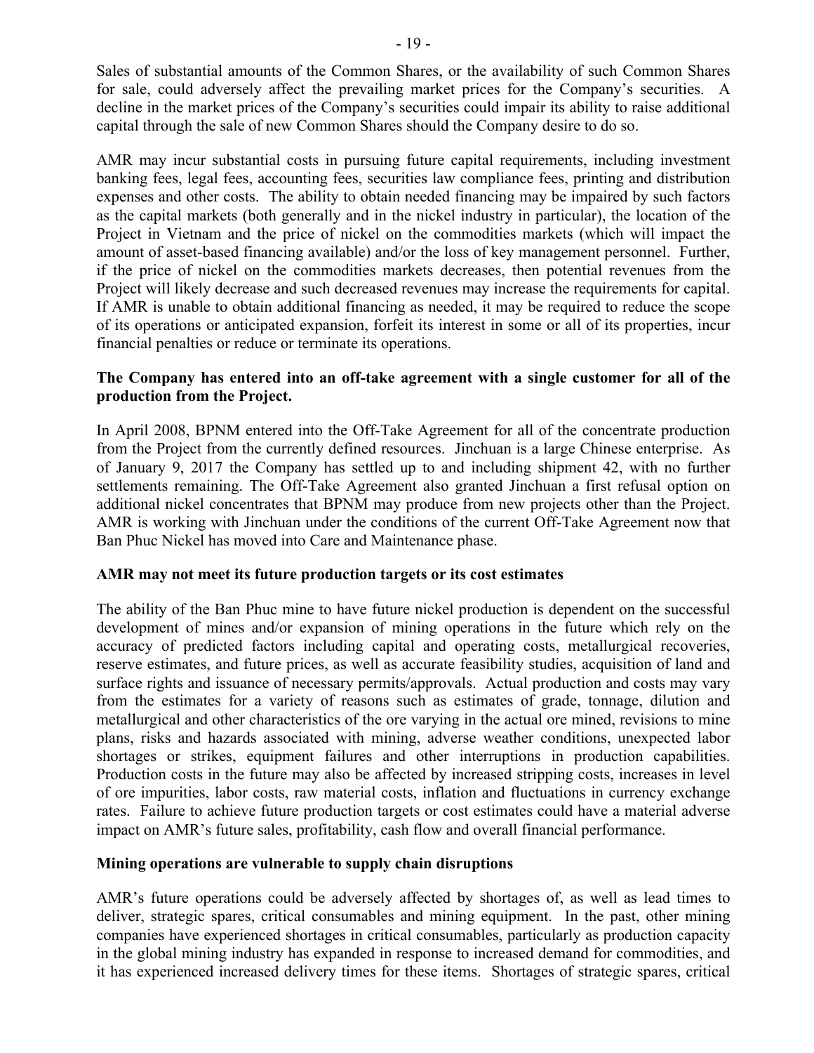Sales of substantial amounts of the Common Shares, or the availability of such Common Shares for sale, could adversely affect the prevailing market prices for the Company's securities. A decline in the market prices of the Company's securities could impair its ability to raise additional capital through the sale of new Common Shares should the Company desire to do so.

AMR may incur substantial costs in pursuing future capital requirements, including investment banking fees, legal fees, accounting fees, securities law compliance fees, printing and distribution expenses and other costs. The ability to obtain needed financing may be impaired by such factors as the capital markets (both generally and in the nickel industry in particular), the location of the Project in Vietnam and the price of nickel on the commodities markets (which will impact the amount of asset-based financing available) and/or the loss of key management personnel. Further, if the price of nickel on the commodities markets decreases, then potential revenues from the Project will likely decrease and such decreased revenues may increase the requirements for capital. If AMR is unable to obtain additional financing as needed, it may be required to reduce the scope of its operations or anticipated expansion, forfeit its interest in some or all of its properties, incur financial penalties or reduce or terminate its operations.

**The Company has entered into an off-take agreement with a single customer for all of the production from the Project.**

In April 2008, BPNM entered into the Off-Take Agreement for all of the concentrate production from the Project from the currently defined resources. Jinchuan is a large Chinese enterprise. As of January 9, 2017 the Company has settled up to and including shipment 42, with no further settlements remaining. The Off-Take Agreement also granted Jinchuan a first refusal option on additional nickel concentrates that BPNM may produce from new projects other than the Project. AMR is working with Jinchuan under the conditions of the current Off-Take Agreement now that Ban Phuc Nickel has moved into Care and Maintenance phase.

**AMR may not meet its future production targets or its cost estimates**

The ability of the Ban Phuc mine to have future nickel production is dependent on the successful development of mines and/or expansion of mining operations in the future which rely on the accuracy of predicted factors including capital and operating costs, metallurgical recoveries, reserve estimates, and future prices, as well as accurate feasibility studies, acquisition of land and surface rights and issuance of necessary permits/approvals. Actual production and costs may vary from the estimates for a variety of reasons such as estimates of grade, tonnage, dilution and metallurgical and other characteristics of the ore varying in the actual ore mined, revisions to mine plans, risks and hazards associated with mining, adverse weather conditions, unexpected labor shortages or strikes, equipment failures and other interruptions in production capabilities. Production costs in the future may also be affected by increased stripping costs, increases in level of ore impurities, labor costs, raw material costs, inflation and fluctuations in currency exchange rates. Failure to achieve future production targets or cost estimates could have a material adverse impact on AMR's future sales, profitability, cash flow and overall financial performance.

**Mining operations are vulnerable to supply chain disruptions**

AMR's future operations could be adversely affected by shortages of, as well as lead times to deliver, strategic spares, critical consumables and mining equipment. In the past, other mining companies have experienced shortages in critical consumables, particularly as production capacity in the global mining industry has expanded in response to increased demand for commodities, and it has experienced increased delivery times for these items. Shortages of strategic spares, critical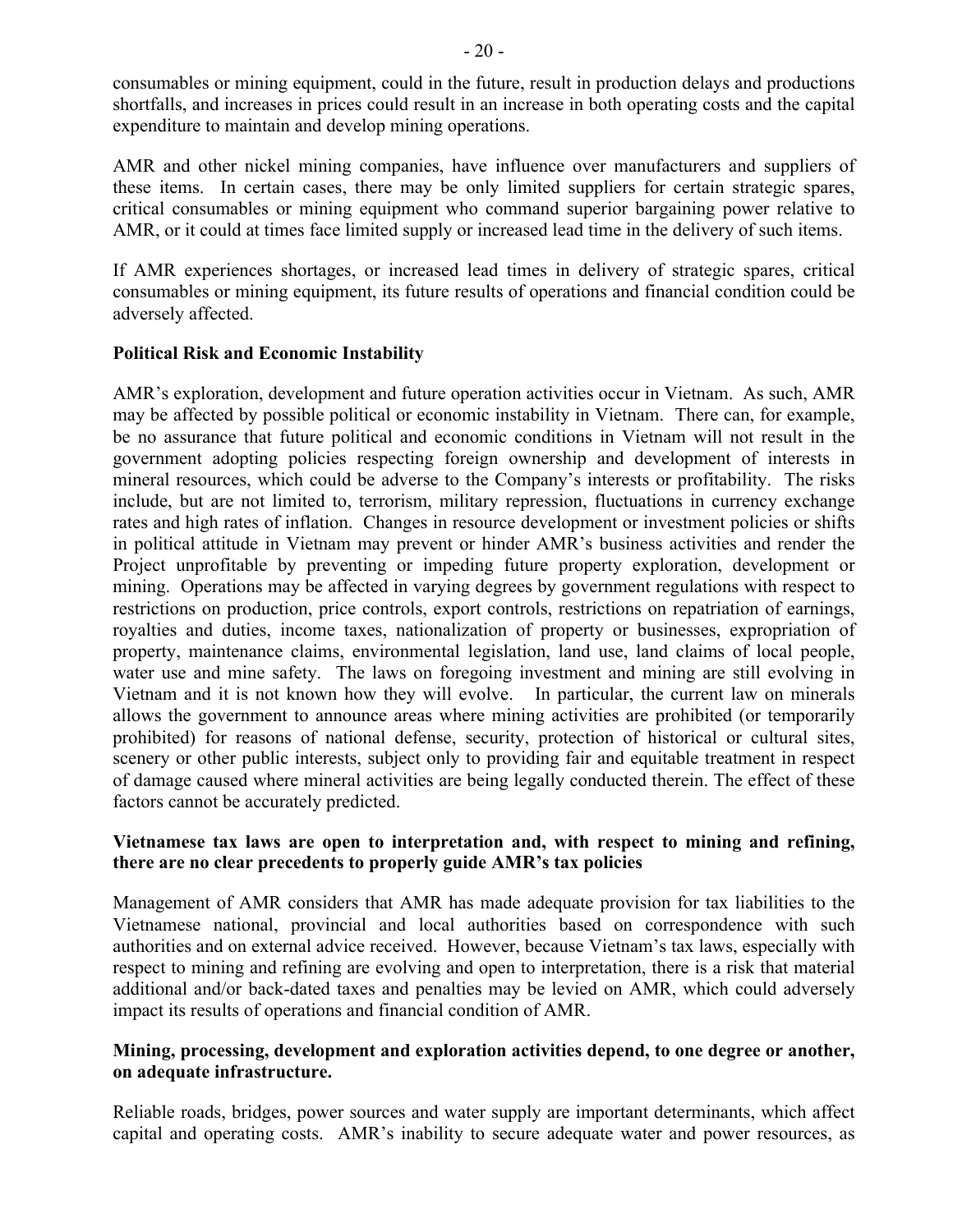consumables or mining equipment, could in the future, result in production delays and productions shortfalls, and increases in prices could result in an increase in both operating costs and the capital expenditure to maintain and develop mining operations.

AMR and other nickel mining companies, have influence over manufacturers and suppliers of these items. In certain cases, there may be only limited suppliers for certain strategic spares, critical consumables or mining equipment who command superior bargaining power relative to AMR, or it could at times face limited supply or increased lead time in the delivery of such items.

If AMR experiences shortages, or increased lead times in delivery of strategic spares, critical consumables or mining equipment, its future results of operations and financial condition could be adversely affected.

**Political Risk and Economic Instability**

AMR's exploration, development and future operation activities occur in Vietnam. As such, AMR may be affected by possible political or economic instability in Vietnam. There can, for example, be no assurance that future political and economic conditions in Vietnam will not result in the government adopting policies respecting foreign ownership and development of interests in mineral resources, which could be adverse to the Company's interests or profitability. The risks include, but are not limited to, terrorism, military repression, fluctuations in currency exchange rates and high rates of inflation. Changes in resource development or investment policies or shifts in political attitude in Vietnam may prevent or hinder AMR's business activities and render the Project unprofitable by preventing or impeding future property exploration, development or mining. Operations may be affected in varying degrees by government regulations with respect to restrictions on production, price controls, export controls, restrictions on repatriation of earnings, royalties and duties, income taxes, nationalization of property or businesses, expropriation of property, maintenance claims, environmental legislation, land use, land claims of local people, water use and mine safety. The laws on foregoing investment and mining are still evolving in Vietnam and it is not known how they will evolve. In particular, the current law on minerals allows the government to announce areas where mining activities are prohibited (or temporarily prohibited) for reasons of national defense, security, protection of historical or cultural sites, scenery or other public interests, subject only to providing fair and equitable treatment in respect of damage caused where mineral activities are being legally conducted therein. The effect of these factors cannot be accurately predicted.

**Vietnamese tax laws are open to interpretation and, with respect to mining and refining, there are no clear precedents to properly guide AMR's tax policies**

Management of AMR considers that AMR has made adequate provision for tax liabilities to the Vietnamese national, provincial and local authorities based on correspondence with such authorities and on external advice received. However, because Vietnam's tax laws, especially with respect to mining and refining are evolving and open to interpretation, there is a risk that material additional and/or back-dated taxes and penalties may be levied on AMR, which could adversely impact its results of operations and financial condition of AMR.

**Mining, processing, development and exploration activities depend, to one degree or another, on adequate infrastructure.**

Reliable roads, bridges, power sources and water supply are important determinants, which affect capital and operating costs. AMR's inability to secure adequate water and power resources, as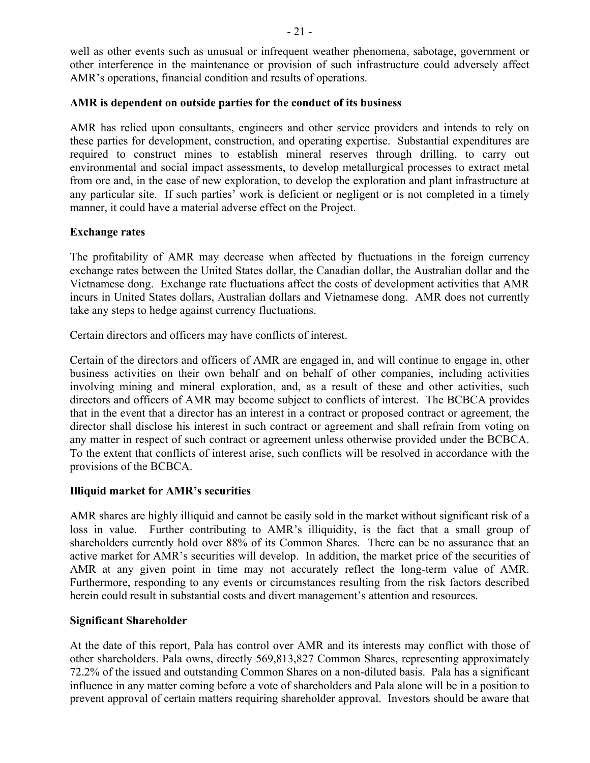well as other events such as unusual or infrequent weather phenomena, sabotage, government or other interference in the maintenance or provision of such infrastructure could adversely affect AMR's operations, financial condition and results of operations.

**AMR is dependent on outside parties for the conduct of its business**

AMR has relied upon consultants, engineers and other service providers and intends to rely on these parties for development, construction, and operating expertise. Substantial expenditures are required to construct mines to establish mineral reserves through drilling, to carry out environmental and social impact assessments, to develop metallurgical processes to extract metal from ore and, in the case of new exploration, to develop the exploration and plant infrastructure at any particular site. If such parties' work is deficient or negligent or is not completed in a timely manner, it could have a material adverse effect on the Project.

**Exchange rates**

The profitability of AMR may decrease when affected by fluctuations in the foreign currency exchange rates between the United States dollar, the Canadian dollar, the Australian dollar and the Vietnamese dong. Exchange rate fluctuations affect the costs of development activities that AMR incurs in United States dollars, Australian dollars and Vietnamese dong. AMR does not currently take any steps to hedge against currency fluctuations.

Certain directors and officers may have conflicts of interest.

Certain of the directors and officers of AMR are engaged in, and will continue to engage in, other business activities on their own behalf and on behalf of other companies, including activities involving mining and mineral exploration, and, as a result of these and other activities, such directors and officers of AMR may become subject to conflicts of interest. The BCBCA provides that in the event that a director has an interest in a contract or proposed contract or agreement, the director shall disclose his interest in such contract or agreement and shall refrain from voting on any matter in respect of such contract or agreement unless otherwise provided under the BCBCA. To the extent that conflicts of interest arise, such conflicts will be resolved in accordance with the provisions of the BCBCA.

**Illiquid market for AMR's securities**

AMR shares are highly illiquid and cannot be easily sold in the market without significant risk of a loss in value. Further contributing to AMR's illiquidity, is the fact that a small group of shareholders currently hold over 88% of its Common Shares. There can be no assurance that an active market for AMR's securities will develop. In addition, the market price of the securities of AMR at any given point in time may not accurately reflect the long-term value of AMR. Furthermore, responding to any events or circumstances resulting from the risk factors described herein could result in substantial costs and divert management's attention and resources.

**Significant Shareholder**

At the date of this report, Pala has control over AMR and its interests may conflict with those of other shareholders. Pala owns, directly 569,813,827 Common Shares, representing approximately 72.2% of the issued and outstanding Common Shares on a non-diluted basis. Pala has a significant influence in any matter coming before a vote of shareholders and Pala alone will be in a position to prevent approval of certain matters requiring shareholder approval. Investors should be aware that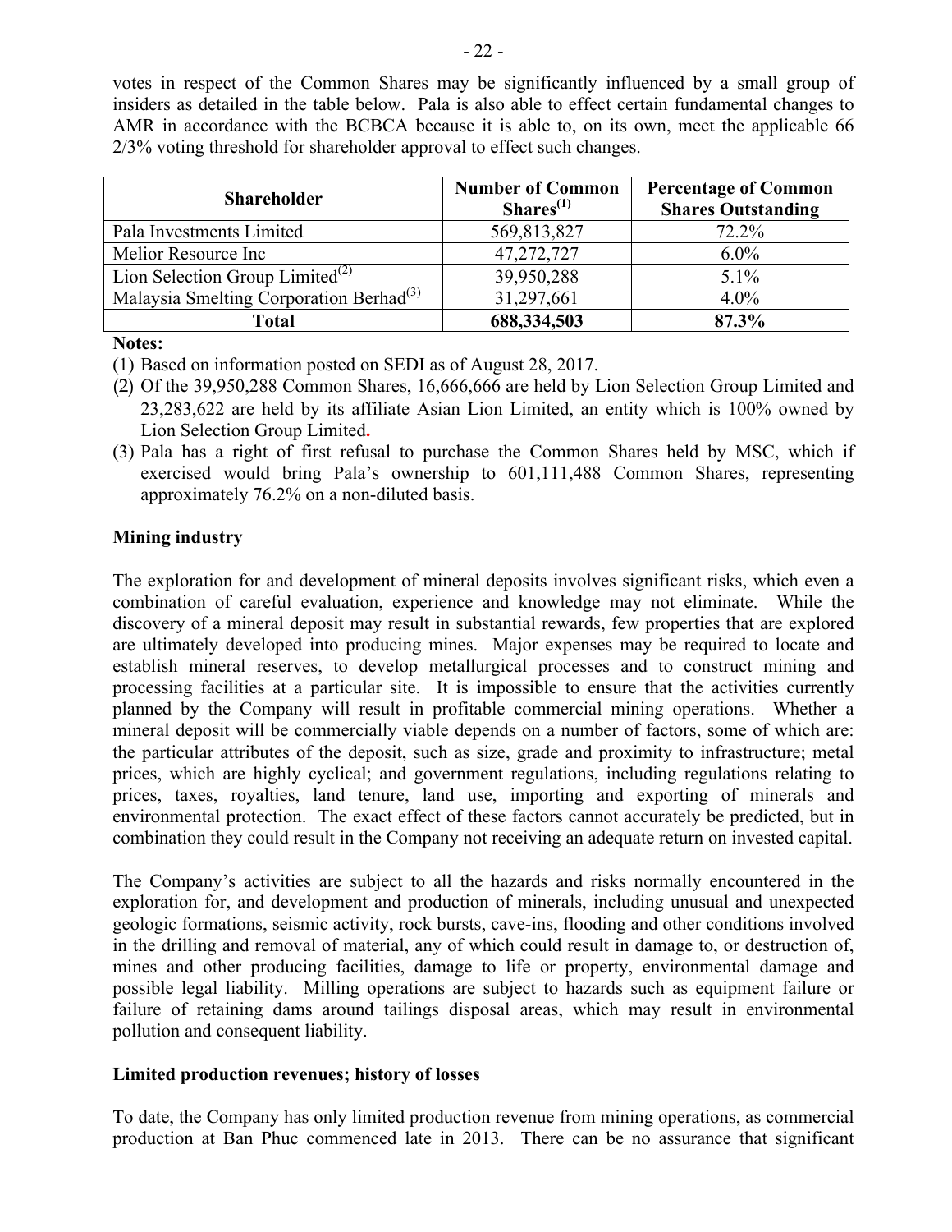votes in respect of the Common Shares may be significantly influenced by a small group of insiders as detailed in the table below. Pala is also able to effect certain fundamental changes to AMR in accordance with the BCBCA because it is able to, on its own, meet the applicable 66 2/3% voting threshold for shareholder approval to effect such changes.

| Shareholder | Number of Common Shares[(1)] | Percentage of Common Shares Outstanding |
|---|---|---|
| Pala Investments Limited | 569,813,827 | 72.2% |
| Melior Resource Inc | 47,272,727 | 6.0% |
| Lion Selection Group Limited[(2)] | 39,950,288 | 5.1% |
| Malaysia Smelting Corporation Berhad[(3)] | 31,297,661 | 4.0% |
| **Total** | **688,334,503** | **87.3%** |

**Notes:**

(1) Based on information posted on SEDI as of August 28, 2017.

(2) Of the 39,950,288 Common Shares, 16,666,666 are held by Lion Selection Group Limited and 23,283,622 are held by its affiliate Asian Lion Limited, an entity which is 100% owned by Lion Selection Group Limited.

(3) Pala has a right of first refusal to purchase the Common Shares held by MSC, which if exercised would bring Pala's ownership to 601,111,488 Common Shares, representing approximately 76.2% on a non-diluted basis.

**Mining industry**

The exploration for and development of mineral deposits involves significant risks, which even a combination of careful evaluation, experience and knowledge may not eliminate. While the discovery of a mineral deposit may result in substantial rewards, few properties that are explored are ultimately developed into producing mines. Major expenses may be required to locate and establish mineral reserves, to develop metallurgical processes and to construct mining and processing facilities at a particular site. It is impossible to ensure that the activities currently planned by the Company will result in profitable commercial mining operations. Whether a mineral deposit will be commercially viable depends on a number of factors, some of which are: the particular attributes of the deposit, such as size, grade and proximity to infrastructure; metal prices, which are highly cyclical; and government regulations, including regulations relating to prices, taxes, royalties, land tenure, land use, importing and exporting of minerals and environmental protection. The exact effect of these factors cannot accurately be predicted, but in combination they could result in the Company not receiving an adequate return on invested capital.

The Company's activities are subject to all the hazards and risks normally encountered in the exploration for, and development and production of minerals, including unusual and unexpected geologic formations, seismic activity, rock bursts, cave-ins, flooding and other conditions involved in the drilling and removal of material, any of which could result in damage to, or destruction of, mines and other producing facilities, damage to life or property, environmental damage and possible legal liability. Milling operations are subject to hazards such as equipment failure or failure of retaining dams around tailings disposal areas, which may result in environmental pollution and consequent liability.

**Limited production revenues; history of losses**

To date, the Company has only limited production revenue from mining operations, as commercial production at Ban Phuc commenced late in 2013. There can be no assurance that significant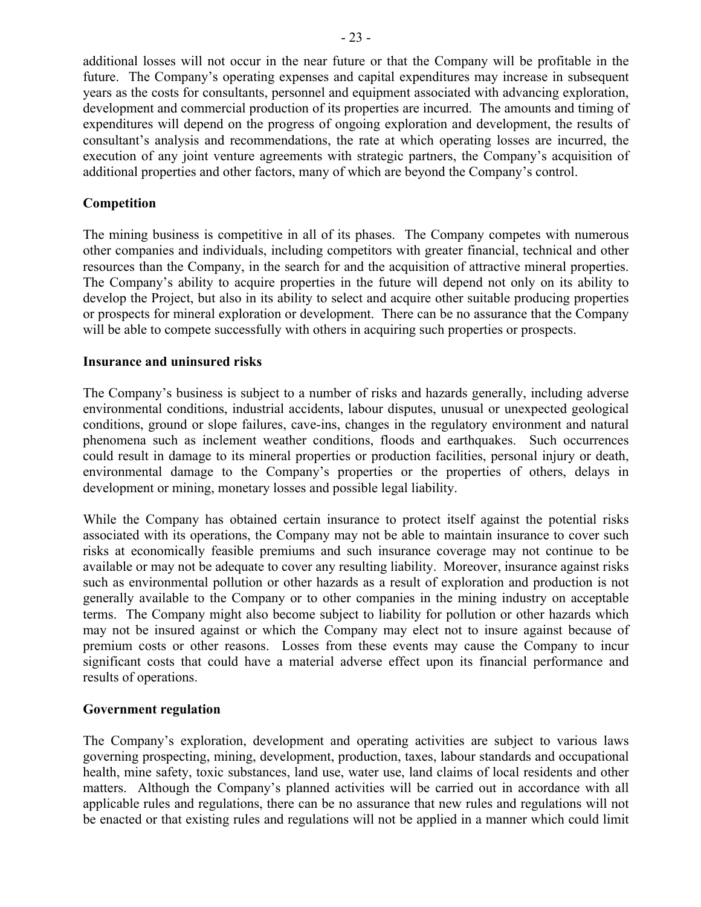additional losses will not occur in the near future or that the Company will be profitable in the future. The Company's operating expenses and capital expenditures may increase in subsequent years as the costs for consultants, personnel and equipment associated with advancing exploration, development and commercial production of its properties are incurred. The amounts and timing of expenditures will depend on the progress of ongoing exploration and development, the results of consultant's analysis and recommendations, the rate at which operating losses are incurred, the execution of any joint venture agreements with strategic partners, the Company's acquisition of additional properties and other factors, many of which are beyond the Company's control.

**Competition**

The mining business is competitive in all of its phases. The Company competes with numerous other companies and individuals, including competitors with greater financial, technical and other resources than the Company, in the search for and the acquisition of attractive mineral properties. The Company's ability to acquire properties in the future will depend not only on its ability to develop the Project, but also in its ability to select and acquire other suitable producing properties or prospects for mineral exploration or development. There can be no assurance that the Company will be able to compete successfully with others in acquiring such properties or prospects.

**Insurance and uninsured risks**

The Company's business is subject to a number of risks and hazards generally, including adverse environmental conditions, industrial accidents, labour disputes, unusual or unexpected geological conditions, ground or slope failures, cave-ins, changes in the regulatory environment and natural phenomena such as inclement weather conditions, floods and earthquakes. Such occurrences could result in damage to its mineral properties or production facilities, personal injury or death, environmental damage to the Company's properties or the properties of others, delays in development or mining, monetary losses and possible legal liability.

While the Company has obtained certain insurance to protect itself against the potential risks associated with its operations, the Company may not be able to maintain insurance to cover such risks at economically feasible premiums and such insurance coverage may not continue to be available or may not be adequate to cover any resulting liability. Moreover, insurance against risks such as environmental pollution or other hazards as a result of exploration and production is not generally available to the Company or to other companies in the mining industry on acceptable terms. The Company might also become subject to liability for pollution or other hazards which may not be insured against or which the Company may elect not to insure against because of premium costs or other reasons. Losses from these events may cause the Company to incur significant costs that could have a material adverse effect upon its financial performance and results of operations.

**Government regulation**

The Company's exploration, development and operating activities are subject to various laws governing prospecting, mining, development, production, taxes, labour standards and occupational health, mine safety, toxic substances, land use, water use, land claims of local residents and other matters. Although the Company's planned activities will be carried out in accordance with all applicable rules and regulations, there can be no assurance that new rules and regulations will not be enacted or that existing rules and regulations will not be applied in a manner which could limit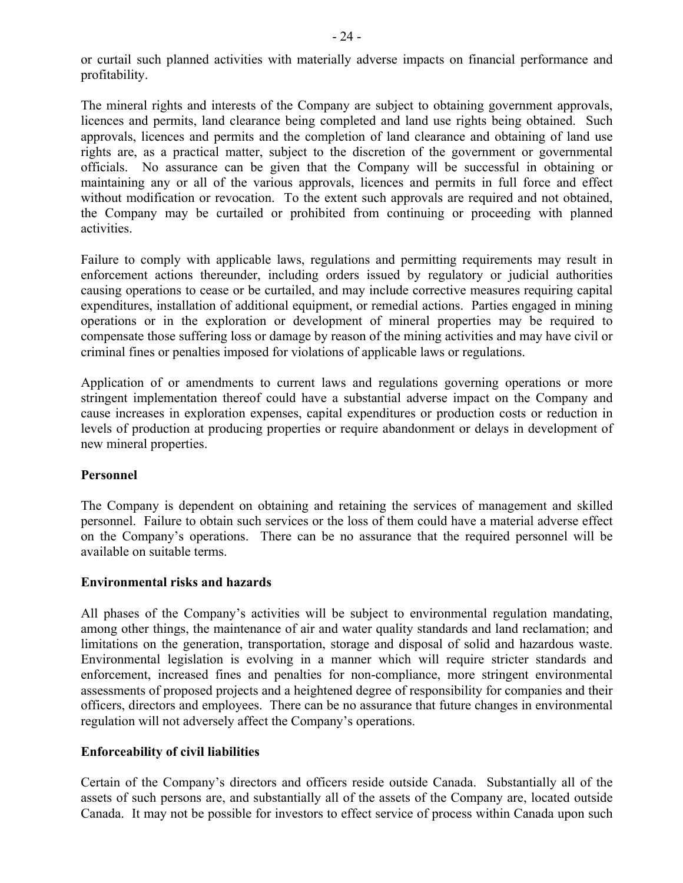or curtail such planned activities with materially adverse impacts on financial performance and profitability.

The mineral rights and interests of the Company are subject to obtaining government approvals, licences and permits, land clearance being completed and land use rights being obtained. Such approvals, licences and permits and the completion of land clearance and obtaining of land use rights are, as a practical matter, subject to the discretion of the government or governmental officials. No assurance can be given that the Company will be successful in obtaining or maintaining any or all of the various approvals, licences and permits in full force and effect without modification or revocation. To the extent such approvals are required and not obtained, the Company may be curtailed or prohibited from continuing or proceeding with planned activities.

Failure to comply with applicable laws, regulations and permitting requirements may result in enforcement actions thereunder, including orders issued by regulatory or judicial authorities causing operations to cease or be curtailed, and may include corrective measures requiring capital expenditures, installation of additional equipment, or remedial actions. Parties engaged in mining operations or in the exploration or development of mineral properties may be required to compensate those suffering loss or damage by reason of the mining activities and may have civil or criminal fines or penalties imposed for violations of applicable laws or regulations.

Application of or amendments to current laws and regulations governing operations or more stringent implementation thereof could have a substantial adverse impact on the Company and cause increases in exploration expenses, capital expenditures or production costs or reduction in levels of production at producing properties or require abandonment or delays in development of new mineral properties.

**Personnel**

The Company is dependent on obtaining and retaining the services of management and skilled personnel. Failure to obtain such services or the loss of them could have a material adverse effect on the Company's operations. There can be no assurance that the required personnel will be available on suitable terms.

**Environmental risks and hazards**

All phases of the Company's activities will be subject to environmental regulation mandating, among other things, the maintenance of air and water quality standards and land reclamation; and limitations on the generation, transportation, storage and disposal of solid and hazardous waste. Environmental legislation is evolving in a manner which will require stricter standards and enforcement, increased fines and penalties for non-compliance, more stringent environmental assessments of proposed projects and a heightened degree of responsibility for companies and their officers, directors and employees. There can be no assurance that future changes in environmental regulation will not adversely affect the Company's operations.

**Enforceability of civil liabilities**

Certain of the Company's directors and officers reside outside Canada. Substantially all of the assets of such persons are, and substantially all of the assets of the Company are, located outside Canada. It may not be possible for investors to effect service of process within Canada upon such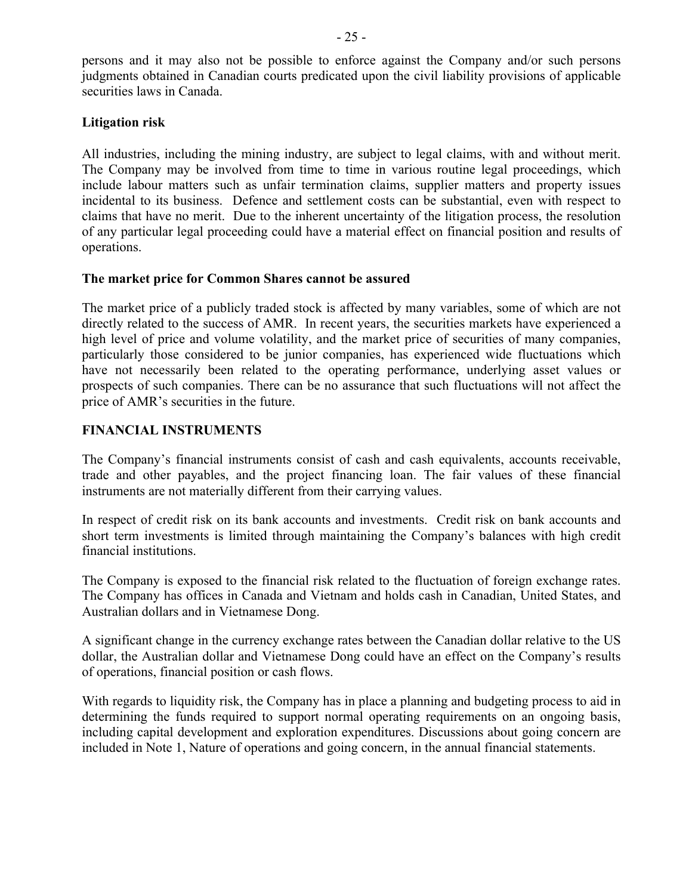persons and it may also not be possible to enforce against the Company and/or such persons judgments obtained in Canadian courts predicated upon the civil liability provisions of applicable securities laws in Canada.

**Litigation risk**

All industries, including the mining industry, are subject to legal claims, with and without merit. The Company may be involved from time to time in various routine legal proceedings, which include labour matters such as unfair termination claims, supplier matters and property issues incidental to its business. Defence and settlement costs can be substantial, even with respect to claims that have no merit. Due to the inherent uncertainty of the litigation process, the resolution of any particular legal proceeding could have a material effect on financial position and results of operations.

**The market price for Common Shares cannot be assured**

The market price of a publicly traded stock is affected by many variables, some of which are not directly related to the success of AMR. In recent years, the securities markets have experienced a high level of price and volume volatility, and the market price of securities of many companies, particularly those considered to be junior companies, has experienced wide fluctuations which have not necessarily been related to the operating performance, underlying asset values or prospects of such companies. There can be no assurance that such fluctuations will not affect the price of AMR's securities in the future.

## FINANCIAL INSTRUMENTS

The Company's financial instruments consist of cash and cash equivalents, accounts receivable, trade and other payables, and the project financing loan. The fair values of these financial instruments are not materially different from their carrying values.

In respect of credit risk on its bank accounts and investments. Credit risk on bank accounts and short term investments is limited through maintaining the Company's balances with high credit financial institutions.

The Company is exposed to the financial risk related to the fluctuation of foreign exchange rates. The Company has offices in Canada and Vietnam and holds cash in Canadian, United States, and Australian dollars and in Vietnamese Dong.

A significant change in the currency exchange rates between the Canadian dollar relative to the US dollar, the Australian dollar and Vietnamese Dong could have an effect on the Company's results of operations, financial position or cash flows.

With regards to liquidity risk, the Company has in place a planning and budgeting process to aid in determining the funds required to support normal operating requirements on an ongoing basis, including capital development and exploration expenditures. Discussions about going concern are included in Note 1, Nature of operations and going concern, in the annual financial statements.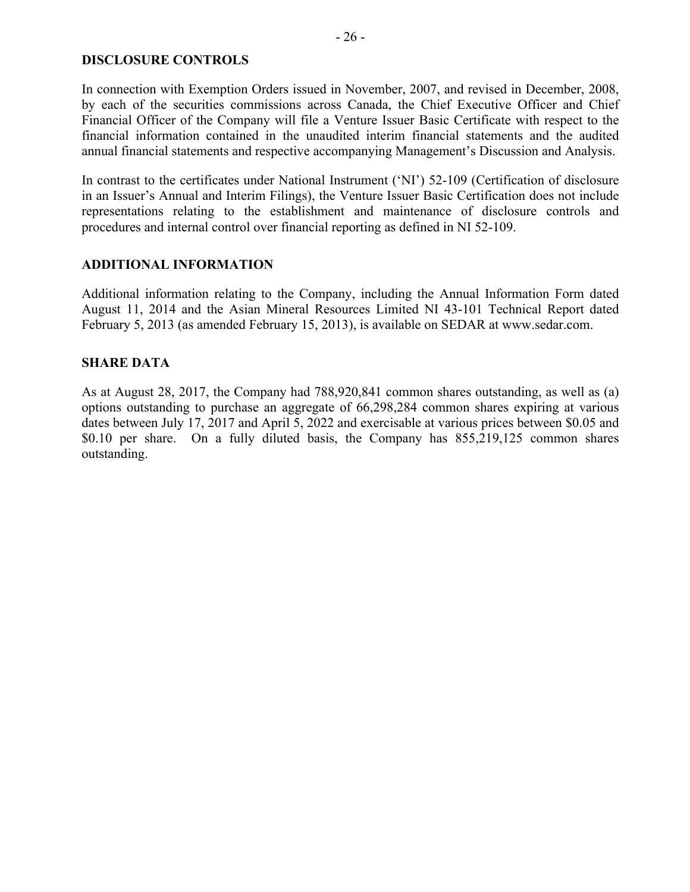## DISCLOSURE CONTROLS

In connection with Exemption Orders issued in November, 2007, and revised in December, 2008, by each of the securities commissions across Canada, the Chief Executive Officer and Chief Financial Officer of the Company will file a Venture Issuer Basic Certificate with respect to the financial information contained in the unaudited interim financial statements and the audited annual financial statements and respective accompanying Management's Discussion and Analysis.

In contrast to the certificates under National Instrument ('NI') 52-109 (Certification of disclosure in an Issuer's Annual and Interim Filings), the Venture Issuer Basic Certification does not include representations relating to the establishment and maintenance of disclosure controls and procedures and internal control over financial reporting as defined in NI 52-109.

## ADDITIONAL INFORMATION

Additional information relating to the Company, including the Annual Information Form dated August 11, 2014 and the Asian Mineral Resources Limited NI 43-101 Technical Report dated February 5, 2013 (as amended February 15, 2013), is available on SEDAR at www.sedar.com.

## SHARE DATA

As at August 28, 2017, the Company had 788,920,841 common shares outstanding, as well as (a) options outstanding to purchase an aggregate of 66,298,284 common shares expiring at various dates between July 17, 2017 and April 5, 2022 and exercisable at various prices between $0.05 and $0.10 per share. On a fully diluted basis, the Company has 855,219,125 common shares outstanding.